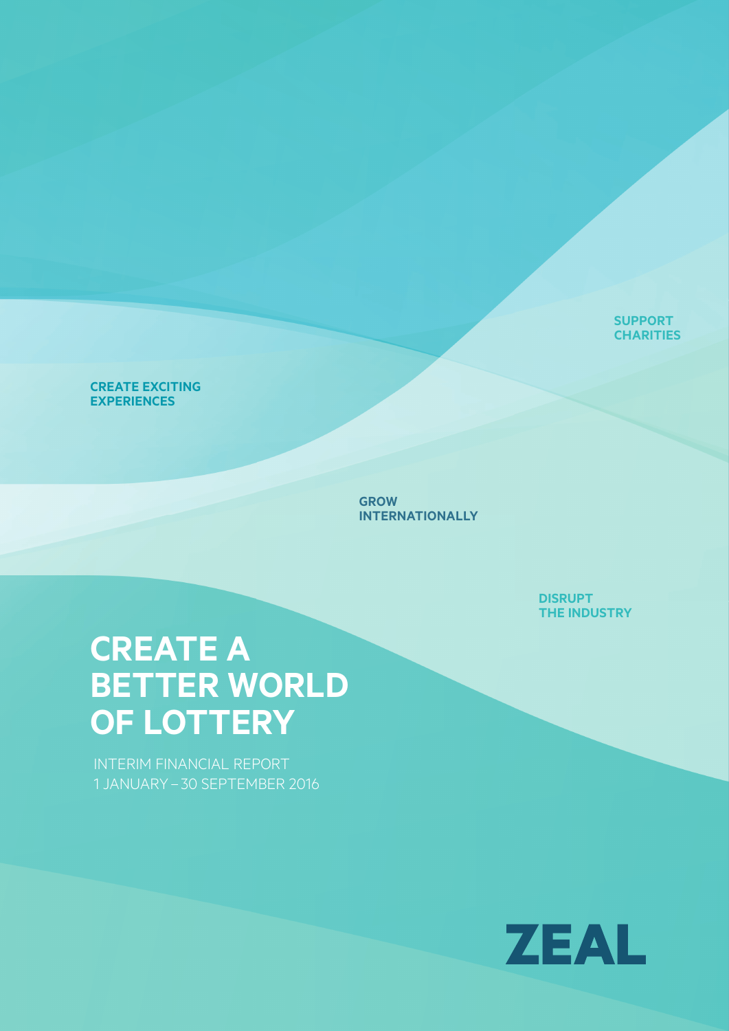SUPPORT CHARITIES

CREATE EXCITING EXPERIENCES

GROW INTERNATIONALLY

DISRUPT THE INDUSTRY

# CREATE A BETTER WORLD OF LOTTERY

INTERIM FINANCIAL REPORT
1 JANUARY – 30 SEPTEMBER 2016

ZEAL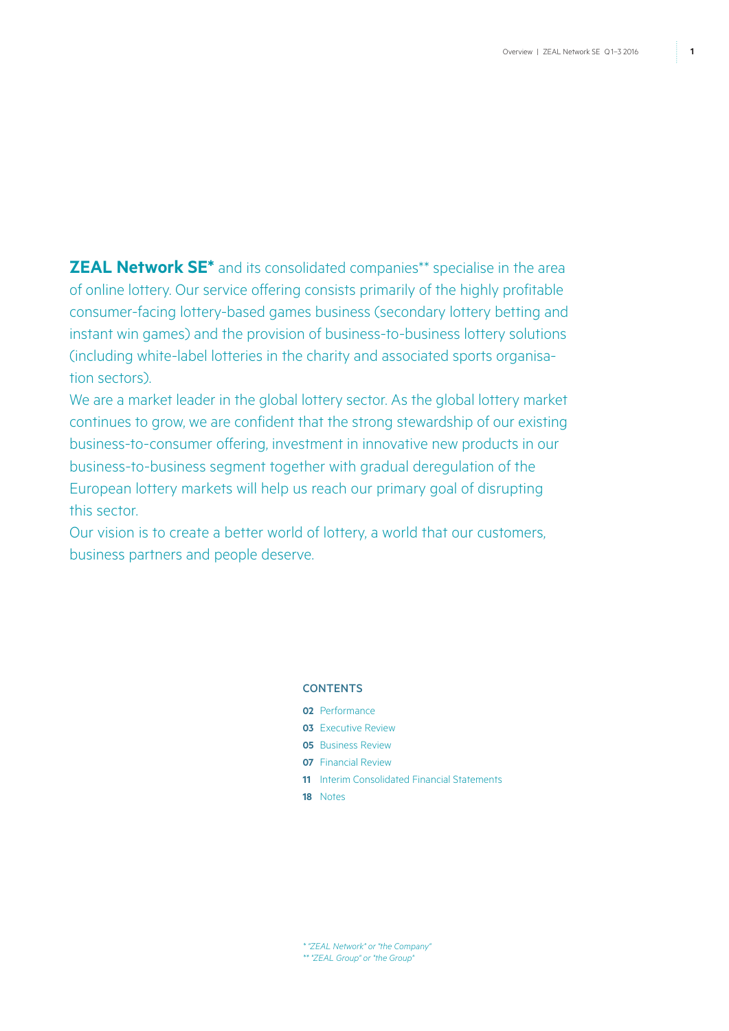**ZEAL Network SE*** and its consolidated companies** specialise in the area of online lottery. Our service offering consists primarily of the highly profitable consumer-facing lottery-based games business (secondary lottery betting and instant win games) and the provision of business-to-business lottery solutions (including white-label lotteries in the charity and associated sports organisation sectors).

We are a market leader in the global lottery sector. As the global lottery market continues to grow, we are confident that the strong stewardship of our existing business-to-consumer offering, investment in innovative new products in our business-to-business segment together with gradual deregulation of the European lottery markets will help us reach our primary goal of disrupting this sector.

Our vision is to create a better world of lottery, a world that our customers, business partners and people deserve.

## CONTENTS

- **02** Performance
- **03** Executive Review
- **05** Business Review
- **07** Financial Review
- **11** Interim Consolidated Financial Statements
- **18** Notes

*\* "ZEAL Network" or "the Company"*
*\*\* "ZEAL Group" or "the Group"*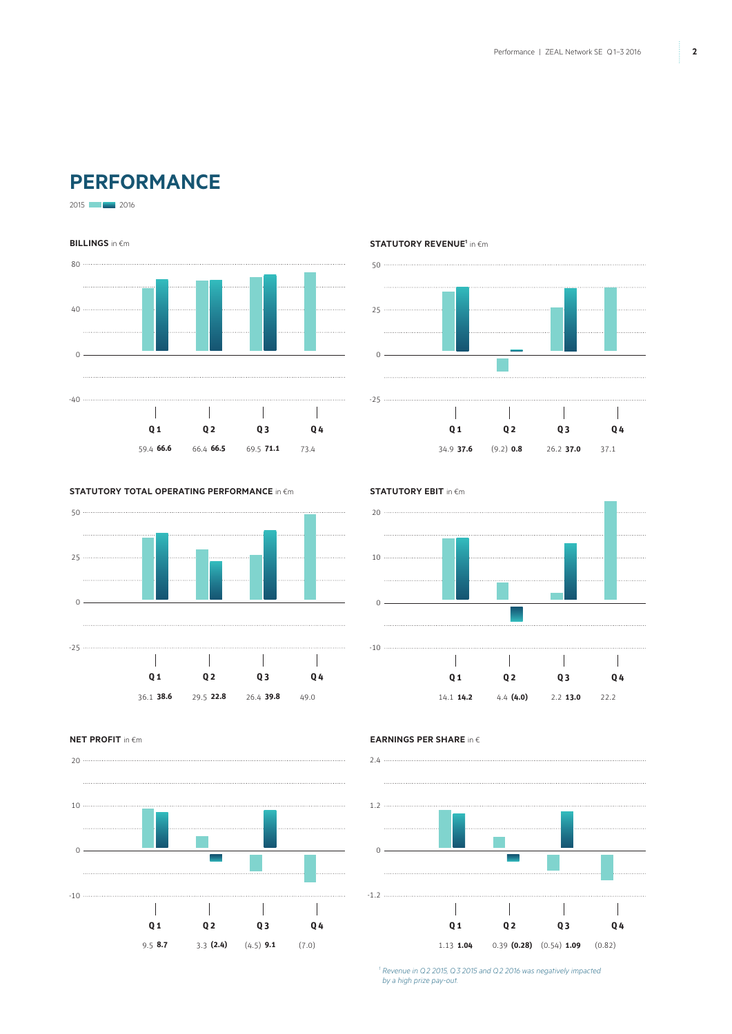# PERFORMANCE

2015 / 2016

**BILLINGS** in €m

| | Q1 | Q2 | Q3 | Q4 |
|---|---|---|---|---|
| 2015 | 59.4 | 66.4 | 69.5 | 73.4 |
| 2016 | **66.6** | **66.5** | **71.1** | |

**STATUTORY REVENUE[1]** in €m

| | Q1 | Q2 | Q3 | Q4 |
|---|---|---|---|---|
| 2015 | 34.9 | (9.2) | 26.2 | 37.1 |
| 2016 | **37.6** | **0.8** | **37.0** | |

**STATUTORY TOTAL OPERATING PERFORMANCE** in €m

| | Q1 | Q2 | Q3 | Q4 |
|---|---|---|---|---|
| 2015 | 36.1 | 29.5 | 26.4 | 49.0 |
| 2016 | **38.6** | **22.8** | **39.8** | |

**STATUTORY EBIT** in €m

| | Q1 | Q2 | Q3 | Q4 |
|---|---|---|---|---|
| 2015 | 14.1 | 4.4 | 2.2 | 22.2 |
| 2016 | **14.2** | **(4.0)** | **13.0** | |

**NET PROFIT** in €m

| | Q1 | Q2 | Q3 | Q4 |
|---|---|---|---|---|
| 2015 | 9.5 | 3.3 | (4.5) | (7.0) |
| 2016 | **8.7** | **(2.4)** | **9.1** | |

**EARNINGS PER SHARE** in €

| | Q1 | Q2 | Q3 | Q4 |
|---|---|---|---|---|
| 2015 | 1.13 | 0.39 | (0.54) | (0.82) |
| 2016 | **1.04** | **(0.28)** | **1.09** | |

[1] *Revenue in Q2 2015, Q3 2015 and Q2 2016 was negatively impacted by a high prize pay-out.*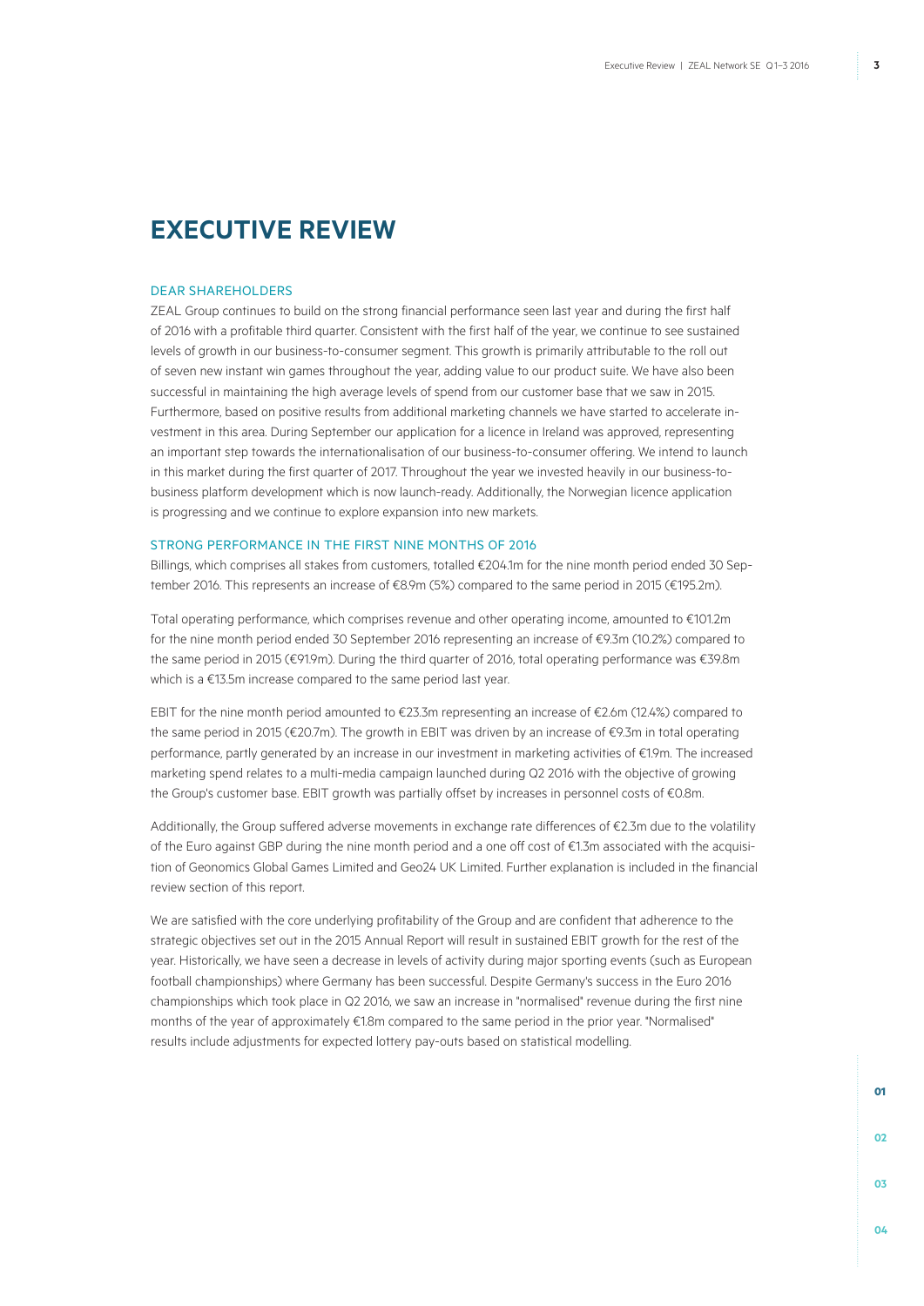# EXECUTIVE REVIEW

## DEAR SHAREHOLDERS

ZEAL Group continues to build on the strong financial performance seen last year and during the first half of 2016 with a profitable third quarter. Consistent with the first half of the year, we continue to see sustained levels of growth in our business-to-consumer segment. This growth is primarily attributable to the roll out of seven new instant win games throughout the year, adding value to our product suite. We have also been successful in maintaining the high average levels of spend from our customer base that we saw in 2015. Furthermore, based on positive results from additional marketing channels we have started to accelerate investment in this area. During September our application for a licence in Ireland was approved, representing an important step towards the internationalisation of our business-to-consumer offering. We intend to launch in this market during the first quarter of 2017. Throughout the year we invested heavily in our business-to-business platform development which is now launch-ready. Additionally, the Norwegian licence application is progressing and we continue to explore expansion into new markets.

## STRONG PERFORMANCE IN THE FIRST NINE MONTHS OF 2016

Billings, which comprises all stakes from customers, totalled €204.1m for the nine month period ended 30 September 2016. This represents an increase of €8.9m (5%) compared to the same period in 2015 (€195.2m).

Total operating performance, which comprises revenue and other operating income, amounted to €101.2m for the nine month period ended 30 September 2016 representing an increase of €9.3m (10.2%) compared to the same period in 2015 (€91.9m). During the third quarter of 2016, total operating performance was €39.8m which is a €13.5m increase compared to the same period last year.

EBIT for the nine month period amounted to €23.3m representing an increase of €2.6m (12.4%) compared to the same period in 2015 (€20.7m). The growth in EBIT was driven by an increase of €9.3m in total operating performance, partly generated by an increase in our investment in marketing activities of €1.9m. The increased marketing spend relates to a multi-media campaign launched during Q2 2016 with the objective of growing the Group's customer base. EBIT growth was partially offset by increases in personnel costs of €0.8m.

Additionally, the Group suffered adverse movements in exchange rate differences of €2.3m due to the volatility of the Euro against GBP during the nine month period and a one off cost of €1.3m associated with the acquisition of Geonomics Global Games Limited and Geo24 UK Limited. Further explanation is included in the financial review section of this report.

We are satisfied with the core underlying profitability of the Group and are confident that adherence to the strategic objectives set out in the 2015 Annual Report will result in sustained EBIT growth for the rest of the year. Historically, we have seen a decrease in levels of activity during major sporting events (such as European football championships) where Germany has been successful. Despite Germany's success in the Euro 2016 championships which took place in Q2 2016, we saw an increase in "normalised" revenue during the first nine months of the year of approximately €1.8m compared to the same period in the prior year. "Normalised" results include adjustments for expected lottery pay-outs based on statistical modelling.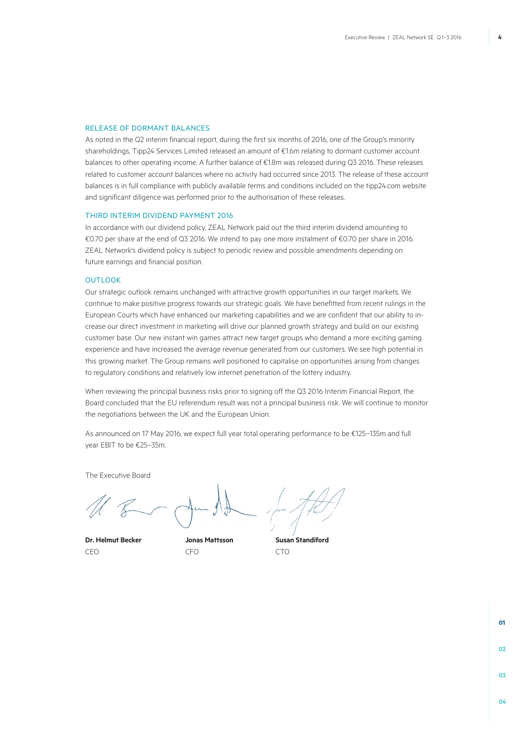## RELEASE OF DORMANT BALANCES

As noted in the Q2 interim financial report, during the first six months of 2016, one of the Group's minority shareholdings, Tipp24 Services Limited released an amount of €1.6m relating to dormant customer account balances to other operating income. A further balance of €1.8m was released during Q3 2016. These releases related to customer account balances where no activity had occurred since 2013. The release of these account balances is in full compliance with publicly available terms and conditions included on the tipp24.com website and significant diligence was performed prior to the authorisation of these releases.

## THIRD INTERIM DIVIDEND PAYMENT 2016

In accordance with our dividend policy, ZEAL Network paid out the third interim dividend amounting to €0.70 per share at the end of Q3 2016. We intend to pay one more instalment of €0.70 per share in 2016. ZEAL Network's dividend policy is subject to periodic review and possible amendments depending on future earnings and financial position.

## OUTLOOK

Our strategic outlook remains unchanged with attractive growth opportunities in our target markets. We continue to make positive progress towards our strategic goals. We have benefitted from recent rulings in the European Courts which have enhanced our marketing capabilities and we are confident that our ability to increase our direct investment in marketing will drive our planned growth strategy and build on our existing customer base. Our new instant win games attract new target groups who demand a more exciting gaming experience and have increased the average revenue generated from our customers. We see high potential in this growing market. The Group remains well positioned to capitalise on opportunities arising from changes to regulatory conditions and relatively low internet penetration of the lottery industry.

When reviewing the principal business risks prior to signing off the Q3 2016 Interim Financial Report, the Board concluded that the EU referendum result was not a principal business risk. We will continue to monitor the negotiations between the UK and the European Union.

As announced on 17 May 2016, we expect full year total operating performance to be €125–135m and full year EBIT to be €25–35m.

The Executive Board

| **Dr. Helmut Becker** | **Jonas Mattsson** | **Susan Standiford** |
|---|---|---|
| CEO | CFO | CTO |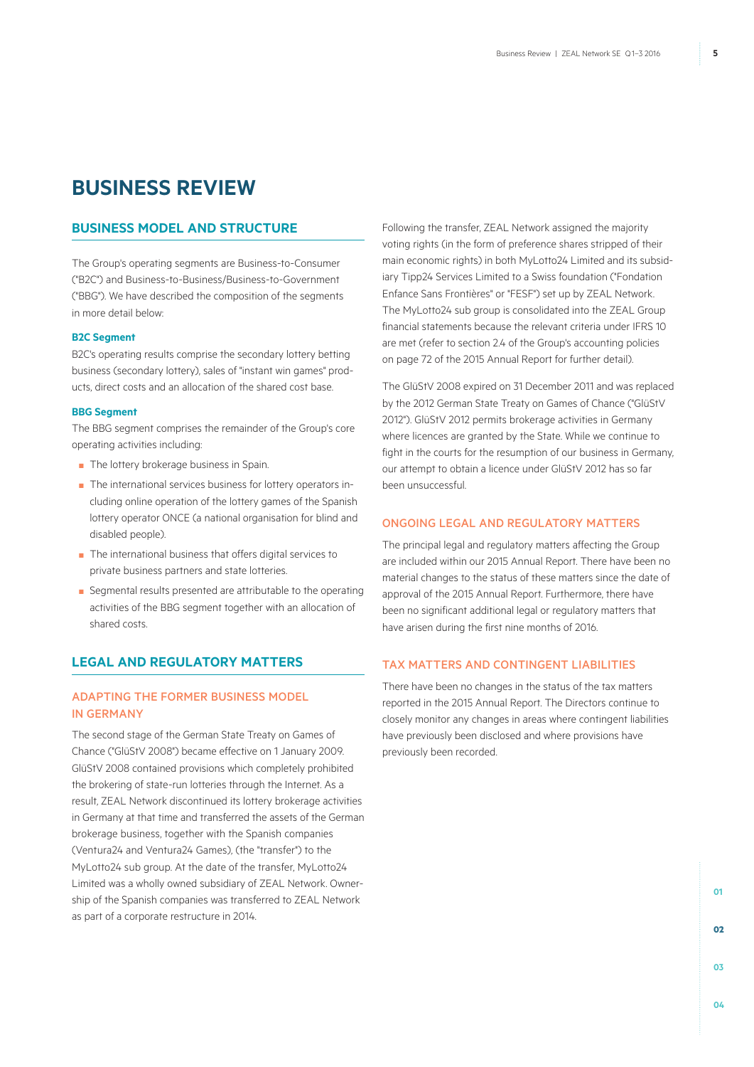# BUSINESS REVIEW

## BUSINESS MODEL AND STRUCTURE

The Group's operating segments are Business-to-Consumer ("B2C") and Business-to-Business/Business-to-Government ("BBG"). We have described the composition of the segments in more detail below:

#### B2C Segment

B2C's operating results comprise the secondary lottery betting business (secondary lottery), sales of "instant win games" products, direct costs and an allocation of the shared cost base.

#### BBG Segment

The BBG segment comprises the remainder of the Group's core operating activities including:

- The lottery brokerage business in Spain.
- The international services business for lottery operators including online operation of the lottery games of the Spanish lottery operator ONCE (a national organisation for blind and disabled people).
- The international business that offers digital services to private business partners and state lotteries.
- Segmental results presented are attributable to the operating activities of the BBG segment together with an allocation of shared costs.

## LEGAL AND REGULATORY MATTERS

### ADAPTING THE FORMER BUSINESS MODEL IN GERMANY

The second stage of the German State Treaty on Games of Chance ("GlüStV 2008") became effective on 1 January 2009. GlüStV 2008 contained provisions which completely prohibited the brokering of state-run lotteries through the Internet. As a result, ZEAL Network discontinued its lottery brokerage activities in Germany at that time and transferred the assets of the German brokerage business, together with the Spanish companies (Ventura24 and Ventura24 Games), (the "transfer") to the MyLotto24 sub group. At the date of the transfer, MyLotto24 Limited was a wholly owned subsidiary of ZEAL Network. Ownership of the Spanish companies was transferred to ZEAL Network as part of a corporate restructure in 2014.

Following the transfer, ZEAL Network assigned the majority voting rights (in the form of preference shares stripped of their main economic rights) in both MyLotto24 Limited and its subsidiary Tipp24 Services Limited to a Swiss foundation ("Fondation Enfance Sans Frontières" or "FESF") set up by ZEAL Network. The MyLotto24 sub group is consolidated into the ZEAL Group financial statements because the relevant criteria under IFRS 10 are met (refer to section 2.4 of the Group's accounting policies on page 72 of the 2015 Annual Report for further detail).

The GlüStV 2008 expired on 31 December 2011 and was replaced by the 2012 German State Treaty on Games of Chance ("GlüStV 2012"). GlüStV 2012 permits brokerage activities in Germany where licences are granted by the State. While we continue to fight in the courts for the resumption of our business in Germany, our attempt to obtain a licence under GlüStV 2012 has so far been unsuccessful.

### ONGOING LEGAL AND REGULATORY MATTERS

The principal legal and regulatory matters affecting the Group are included within our 2015 Annual Report. There have been no material changes to the status of these matters since the date of approval of the 2015 Annual Report. Furthermore, there have been no significant additional legal or regulatory matters that have arisen during the first nine months of 2016.

### TAX MATTERS AND CONTINGENT LIABILITIES

There have been no changes in the status of the tax matters reported in the 2015 Annual Report. The Directors continue to closely monitor any changes in areas where contingent liabilities have previously been disclosed and where provisions have previously been recorded.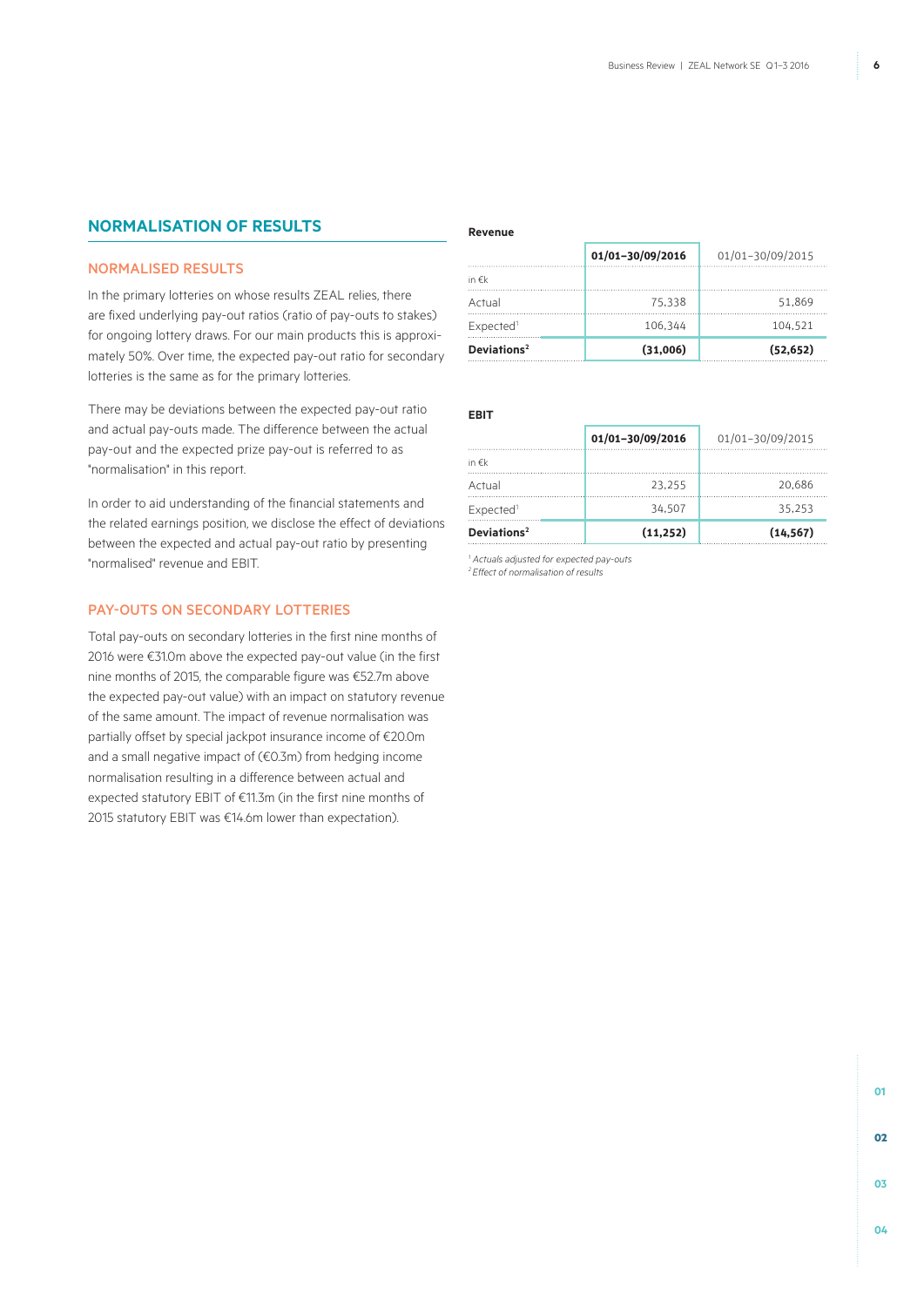## NORMALISATION OF RESULTS

### NORMALISED RESULTS

In the primary lotteries on whose results ZEAL relies, there are fixed underlying pay-out ratios (ratio of pay-outs to stakes) for ongoing lottery draws. For our main products this is approximately 50%. Over time, the expected pay-out ratio for secondary lotteries is the same as for the primary lotteries.

There may be deviations between the expected pay-out ratio and actual pay-outs made. The difference between the actual pay-out and the expected prize pay-out is referred to as "normalisation" in this report.

In order to aid understanding of the financial statements and the related earnings position, we disclose the effect of deviations between the expected and actual pay-out ratio by presenting "normalised" revenue and EBIT.

### PAY-OUTS ON SECONDARY LOTTERIES

Total pay-outs on secondary lotteries in the first nine months of 2016 were €31.0m above the expected pay-out value (in the first nine months of 2015, the comparable figure was €52.7m above the expected pay-out value) with an impact on statutory revenue of the same amount. The impact of revenue normalisation was partially offset by special jackpot insurance income of €20.0m and a small negative impact of (€0.3m) from hedging income normalisation resulting in a difference between actual and expected statutory EBIT of €11.3m (in the first nine months of 2015 statutory EBIT was €14.6m lower than expectation).

**Revenue**

| | **01/01–30/09/2016** | 01/01–30/09/2015 |
|---|---|---|
| in €k | | |
| Actual | 75,338 | 51,869 |
| Expected[1] | 106,344 | 104,521 |
| **Deviations[2]** | **(31,006)** | **(52,652)** |

**EBIT**

| | **01/01–30/09/2016** | 01/01–30/09/2015 |
|---|---|---|
| in €k | | |
| Actual | 23,255 | 20,686 |
| Expected[1] | 34,507 | 35,253 |
| **Deviations[2]** | **(11,252)** | **(14,567)** |

[1] *Actuals adjusted for expected pay-outs*
[2] *Effect of normalisation of results*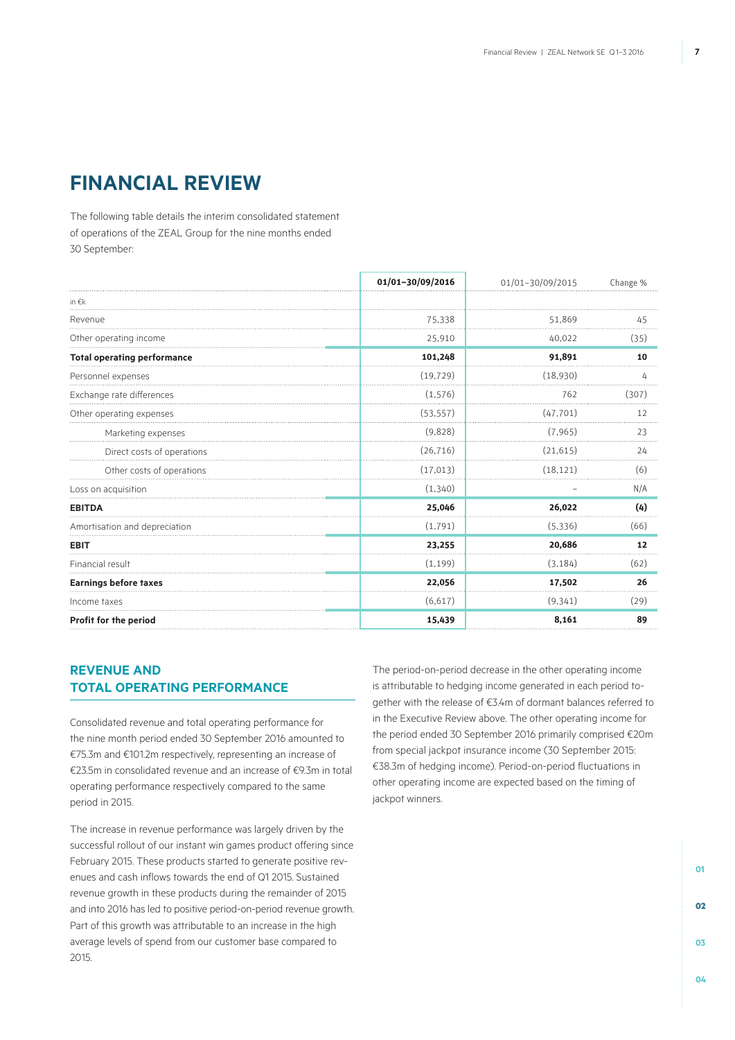# FINANCIAL REVIEW

The following table details the interim consolidated statement of operations of the ZEAL Group for the nine months ended 30 September:

| | 01/01–30/09/2016 | 01/01–30/09/2015 | Change % |
|---|---|---|---|
| in €k | | | |
| Revenue | 75,338 | 51,869 | 45 |
| Other operating income | 25,910 | 40,022 | (35) |
| **Total operating performance** | **101,248** | **91,891** | **10** |
| Personnel expenses | (19,729) | (18,930) | 4 |
| Exchange rate differences | (1,576) | 762 | (307) |
| Other operating expenses | (53,557) | (47,701) | 12 |
| Marketing expenses | (9,828) | (7,965) | 23 |
| Direct costs of operations | (26,716) | (21,615) | 24 |
| Other costs of operations | (17,013) | (18,121) | (6) |
| Loss on acquisition | (1,340) | – | N/A |
| **EBITDA** | **25,046** | **26,022** | **(4)** |
| Amortisation and depreciation | (1,791) | (5,336) | (66) |
| **EBIT** | **23,255** | **20,686** | **12** |
| Financial result | (1,199) | (3,184) | (62) |
| **Earnings before taxes** | **22,056** | **17,502** | **26** |
| Income taxes | (6,617) | (9,341) | (29) |
| **Profit for the period** | **15,439** | **8,161** | **89** |

## REVENUE AND TOTAL OPERATING PERFORMANCE

Consolidated revenue and total operating performance for the nine month period ended 30 September 2016 amounted to €75.3m and €101.2m respectively, representing an increase of €23.5m in consolidated revenue and an increase of €9.3m in total operating performance respectively compared to the same period in 2015.

The increase in revenue performance was largely driven by the successful rollout of our instant win games product offering since February 2015. These products started to generate positive revenues and cash inflows towards the end of Q1 2015. Sustained revenue growth in these products during the remainder of 2015 and into 2016 has led to positive period-on-period revenue growth. Part of this growth was attributable to an increase in the high average levels of spend from our customer base compared to 2015.

The period-on-period decrease in the other operating income is attributable to hedging income generated in each period together with the release of €3.4m of dormant balances referred to in the Executive Review above. The other operating income for the period ended 30 September 2016 primarily comprised €20m from special jackpot insurance income (30 September 2015: €38.3m of hedging income). Period-on-period fluctuations in other operating income are expected based on the timing of jackpot winners.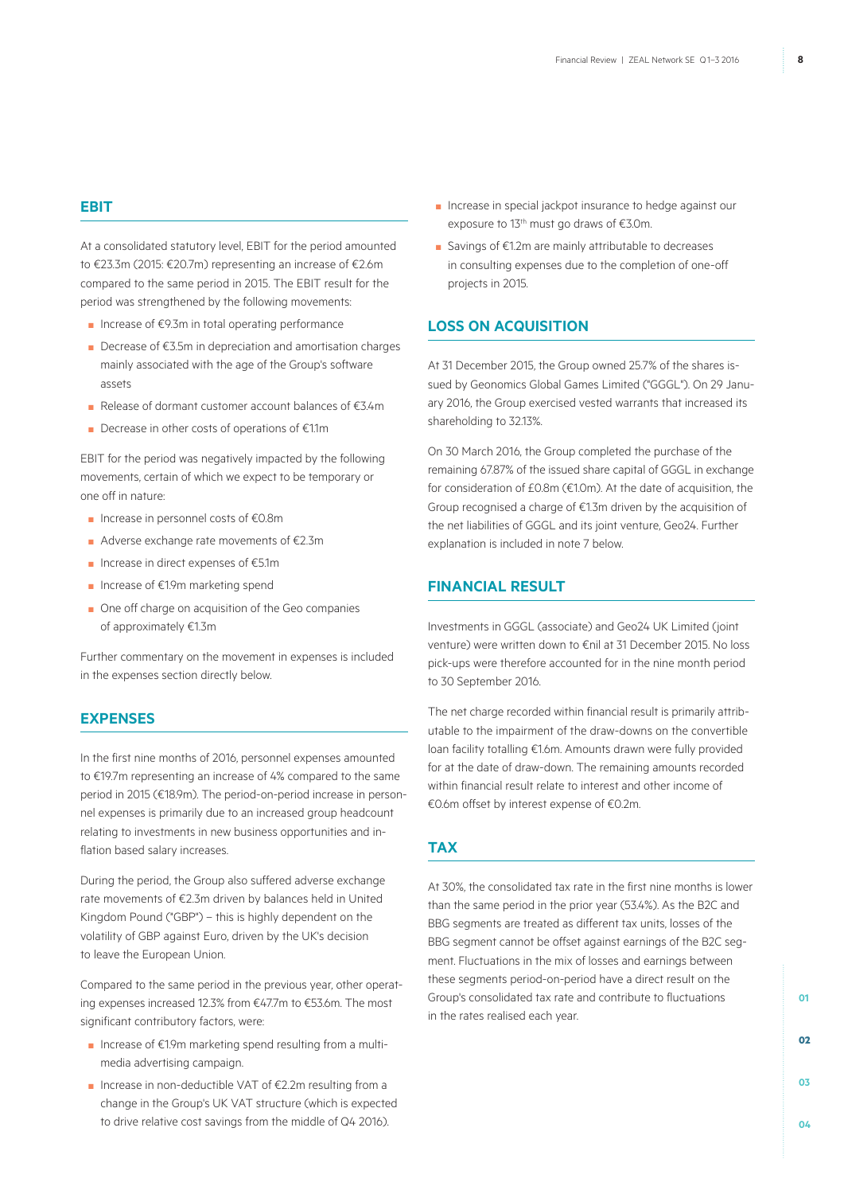## EBIT

At a consolidated statutory level, EBIT for the period amounted to €23.3m (2015: €20.7m) representing an increase of €2.6m compared to the same period in 2015. The EBIT result for the period was strengthened by the following movements:

- Increase of €9.3m in total operating performance
- Decrease of €3.5m in depreciation and amortisation charges mainly associated with the age of the Group's software assets
- Release of dormant customer account balances of €3.4m
- Decrease in other costs of operations of €1.1m

EBIT for the period was negatively impacted by the following movements, certain of which we expect to be temporary or one off in nature:

- Increase in personnel costs of €0.8m
- Adverse exchange rate movements of €2.3m
- Increase in direct expenses of €5.1m
- Increase of €1.9m marketing spend
- One off charge on acquisition of the Geo companies of approximately €1.3m

Further commentary on the movement in expenses is included in the expenses section directly below.

## EXPENSES

In the first nine months of 2016, personnel expenses amounted to €19.7m representing an increase of 4% compared to the same period in 2015 (€18.9m). The period-on-period increase in personnel expenses is primarily due to an increased group headcount relating to investments in new business opportunities and inflation based salary increases.

During the period, the Group also suffered adverse exchange rate movements of €2.3m driven by balances held in United Kingdom Pound ("GBP") – this is highly dependent on the volatility of GBP against Euro, driven by the UK's decision to leave the European Union.

Compared to the same period in the previous year, other operating expenses increased 12.3% from €47.7m to €53.6m. The most significant contributory factors, were:

- Increase of €1.9m marketing spend resulting from a multi-media advertising campaign.
- Increase in non-deductible VAT of €2.2m resulting from a change in the Group's UK VAT structure (which is expected to drive relative cost savings from the middle of Q4 2016).
- Increase in special jackpot insurance to hedge against our exposure to 13th must go draws of €3.0m.
- Savings of €1.2m are mainly attributable to decreases in consulting expenses due to the completion of one-off projects in 2015.

## LOSS ON ACQUISITION

At 31 December 2015, the Group owned 25.7% of the shares issued by Geonomics Global Games Limited ("GGGL"). On 29 January 2016, the Group exercised vested warrants that increased its shareholding to 32.13%.

On 30 March 2016, the Group completed the purchase of the remaining 67.87% of the issued share capital of GGGL in exchange for consideration of £0.8m (€1.0m). At the date of acquisition, the Group recognised a charge of €1.3m driven by the acquisition of the net liabilities of GGGL and its joint venture, Geo24. Further explanation is included in note 7 below.

## FINANCIAL RESULT

Investments in GGGL (associate) and Geo24 UK Limited (joint venture) were written down to €nil at 31 December 2015. No loss pick-ups were therefore accounted for in the nine month period to 30 September 2016.

The net charge recorded within financial result is primarily attributable to the impairment of the draw-downs on the convertible loan facility totalling €1.6m. Amounts drawn were fully provided for at the date of draw-down. The remaining amounts recorded within financial result relate to interest and other income of €0.6m offset by interest expense of €0.2m.

## TAX

At 30%, the consolidated tax rate in the first nine months is lower than the same period in the prior year (53.4%). As the B2C and BBG segments are treated as different tax units, losses of the BBG segment cannot be offset against earnings of the B2C segment. Fluctuations in the mix of losses and earnings between these segments period-on-period have a direct result on the Group's consolidated tax rate and contribute to fluctuations in the rates realised each year.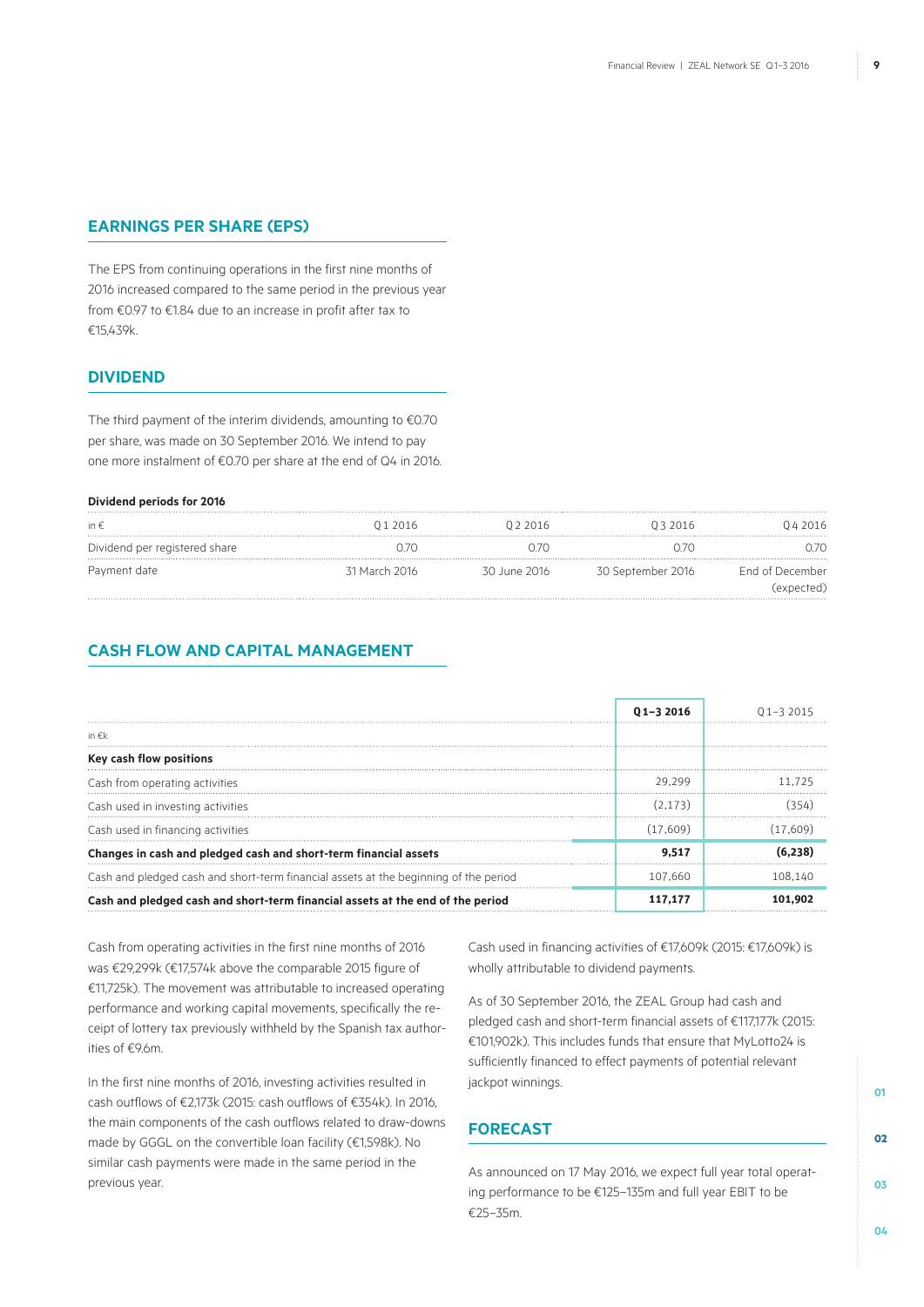## EARNINGS PER SHARE (EPS)

The EPS from continuing operations in the first nine months of 2016 increased compared to the same period in the previous year from €0.97 to €1.84 due to an increase in profit after tax to €15,439k.

## DIVIDEND

The third payment of the interim dividends, amounting to €0.70 per share, was made on 30 September 2016. We intend to pay one more instalment of €0.70 per share at the end of Q4 in 2016.

**Dividend periods for 2016**

| in € | Q 1 2016 | Q 2 2016 | Q 3 2016 | Q 4 2016 |
|---|---|---|---|---|
| Dividend per registered share | 0.70 | 0.70 | 0.70 | 0.70 |
| Payment date | 31 March 2016 | 30 June 2016 | 30 September 2016 | End of December (expected) |

## CASH FLOW AND CAPITAL MANAGEMENT

| | **Q 1–3 2016** | Q 1–3 2015 |
|---|---|---|
| in €k | | |
| **Key cash flow positions** | | |
| Cash from operating activities | 29,299 | 11,725 |
| Cash used in investing activities | (2,173) | (354) |
| Cash used in financing activities | (17,609) | (17,609) |
| **Changes in cash and pledged cash and short-term financial assets** | **9,517** | **(6,238)** |
| Cash and pledged cash and short-term financial assets at the beginning of the period | 107,660 | 108,140 |
| **Cash and pledged cash and short-term financial assets at the end of the period** | **117,177** | **101,902** |

Cash from operating activities in the first nine months of 2016 was €29,299k (€17,574k above the comparable 2015 figure of €11,725k). The movement was attributable to increased operating performance and working capital movements, specifically the receipt of lottery tax previously withheld by the Spanish tax authorities of €9.6m.

In the first nine months of 2016, investing activities resulted in cash outflows of €2,173k (2015: cash outflows of €354k). In 2016, the main components of the cash outflows related to draw-downs made by GGGL on the convertible loan facility (€1,598k). No similar cash payments were made in the same period in the previous year.

Cash used in financing activities of €17,609k (2015: €17,609k) is wholly attributable to dividend payments.

As of 30 September 2016, the ZEAL Group had cash and pledged cash and short-term financial assets of €117,177k (2015: €101,902k). This includes funds that ensure that MyLotto24 is sufficiently financed to effect payments of potential relevant jackpot winnings.

## FORECAST

As announced on 17 May 2016, we expect full year total operating performance to be €125–135m and full year EBIT to be €25–35m.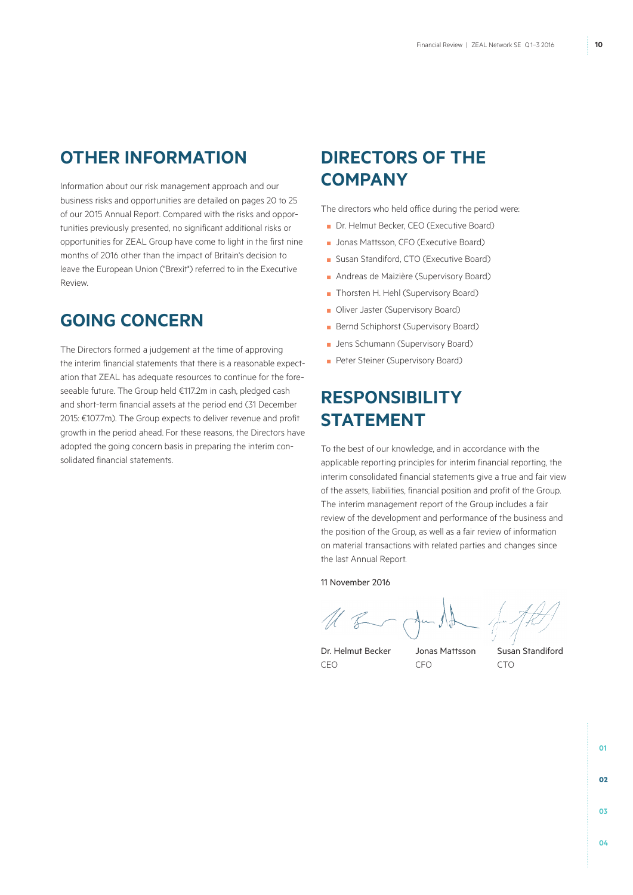## OTHER INFORMATION

Information about our risk management approach and our business risks and opportunities are detailed on pages 20 to 25 of our 2015 Annual Report. Compared with the risks and opportunities previously presented, no significant additional risks or opportunities for ZEAL Group have come to light in the first nine months of 2016 other than the impact of Britain's decision to leave the European Union ("Brexit") referred to in the Executive Review.

## GOING CONCERN

The Directors formed a judgement at the time of approving the interim financial statements that there is a reasonable expectation that ZEAL has adequate resources to continue for the foreseeable future. The Group held €117.2m in cash, pledged cash and short-term financial assets at the period end (31 December 2015: €107.7m). The Group expects to deliver revenue and profit growth in the period ahead. For these reasons, the Directors have adopted the going concern basis in preparing the interim consolidated financial statements.

## DIRECTORS OF THE COMPANY

The directors who held office during the period were:

- Dr. Helmut Becker, CEO (Executive Board)
- Jonas Mattsson, CFO (Executive Board)
- Susan Standiford, CTO (Executive Board)
- Andreas de Maizière (Supervisory Board)
- Thorsten H. Hehl (Supervisory Board)
- Oliver Jaster (Supervisory Board)
- Bernd Schiphorst (Supervisory Board)
- Jens Schumann (Supervisory Board)
- Peter Steiner (Supervisory Board)

## RESPONSIBILITY STATEMENT

To the best of our knowledge, and in accordance with the applicable reporting principles for interim financial reporting, the interim consolidated financial statements give a true and fair view of the assets, liabilities, financial position and profit of the Group. The interim management report of the Group includes a fair review of the development and performance of the business and the position of the Group, as well as a fair review of information on material transactions with related parties and changes since the last Annual Report.

11 November 2016

| Dr. Helmut Becker | Jonas Mattsson | Susan Standiford |
|---|---|---|
| CEO | CFO | CTO |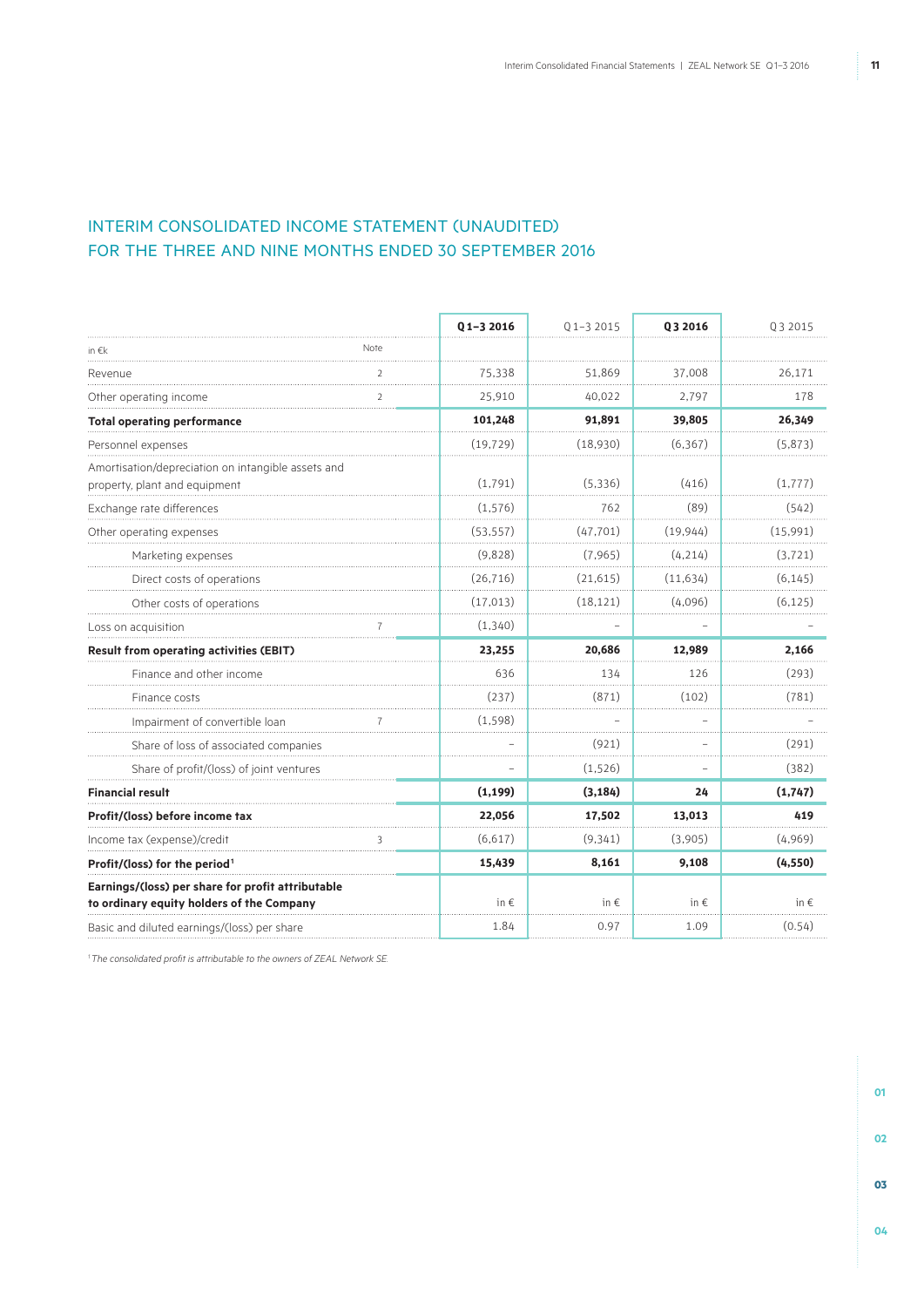# INTERIM CONSOLIDATED INCOME STATEMENT (UNAUDITED) FOR THE THREE AND NINE MONTHS ENDED 30 SEPTEMBER 2016

| in €k | Note | Q1–3 2016 | Q1–3 2015 | Q3 2016 | Q3 2015 |
|---|---|---|---|---|---|
| Revenue | 2 | 75,338 | 51,869 | 37,008 | 26,171 |
| Other operating income | 2 | 25,910 | 40,022 | 2,797 | 178 |
| **Total operating performance** | | **101,248** | **91,891** | **39,805** | **26,349** |
| Personnel expenses | | (19,729) | (18,930) | (6,367) | (5,873) |
| Amortisation/depreciation on intangible assets and property, plant and equipment | | (1,791) | (5,336) | (416) | (1,777) |
| Exchange rate differences | | (1,576) | 762 | (89) | (542) |
| Other operating expenses | | (53,557) | (47,701) | (19,944) | (15,991) |
| Marketing expenses | | (9,828) | (7,965) | (4,214) | (3,721) |
| Direct costs of operations | | (26,716) | (21,615) | (11,634) | (6,145) |
| Other costs of operations | | (17,013) | (18,121) | (4,096) | (6,125) |
| Loss on acquisition | 7 | (1,340) | – | – | – |
| **Result from operating activities (EBIT)** | | **23,255** | **20,686** | **12,989** | **2,166** |
| Finance and other income | | 636 | 134 | 126 | (293) |
| Finance costs | | (237) | (871) | (102) | (781) |
| Impairment of convertible loan | 7 | (1,598) | – | – | – |
| Share of loss of associated companies | | – | (921) | – | (291) |
| Share of profit/(loss) of joint ventures | | – | (1,526) | – | (382) |
| **Financial result** | | **(1,199)** | **(3,184)** | **24** | **(1,747)** |
| **Profit/(loss) before income tax** | | **22,056** | **17,502** | **13,013** | **419** |
| Income tax (expense)/credit | 3 | (6,617) | (9,341) | (3,905) | (4,969) |
| **Profit/(loss) for the period**[1] | | **15,439** | **8,161** | **9,108** | **(4,550)** |
| **Earnings/(loss) per share for profit attributable to ordinary equity holders of the Company** | | in € | in € | in € | in € |
| Basic and diluted earnings/(loss) per share | | 1.84 | 0.97 | 1.09 | (0.54) |

[1] *The consolidated profit is attributable to the owners of ZEAL Network SE.*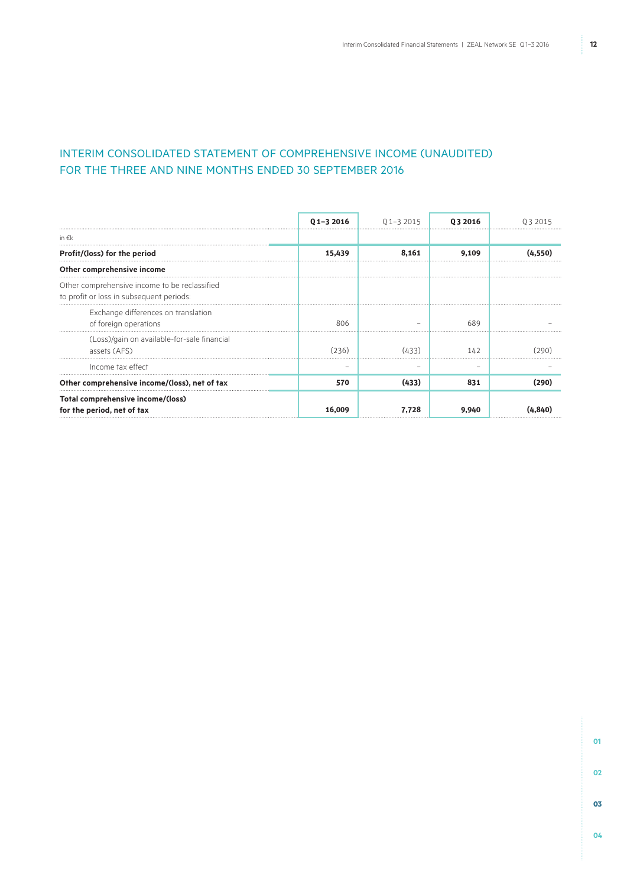# INTERIM CONSOLIDATED STATEMENT OF COMPREHENSIVE INCOME (UNAUDITED) FOR THE THREE AND NINE MONTHS ENDED 30 SEPTEMBER 2016

| in €k | Q1–3 2016 | Q1–3 2015 | Q3 2016 | Q3 2015 |
|---|---|---|---|---|
| **Profit/(loss) for the period** | **15,439** | **8,161** | **9,109** | **(4,550)** |
| **Other comprehensive income** | | | | |
| Other comprehensive income to be reclassified to profit or loss in subsequent periods: | | | | |
| Exchange differences on translation of foreign operations | 806 | – | 689 | – |
| (Loss)/gain on available-for-sale financial assets (AFS) | (236) | (433) | 142 | (290) |
| Income tax effect | – | – | – | – |
| **Other comprehensive income/(loss), net of tax** | **570** | **(433)** | **831** | **(290)** |
| **Total comprehensive income/(loss) for the period, net of tax** | **16,009** | **7,728** | **9,940** | **(4,840)** |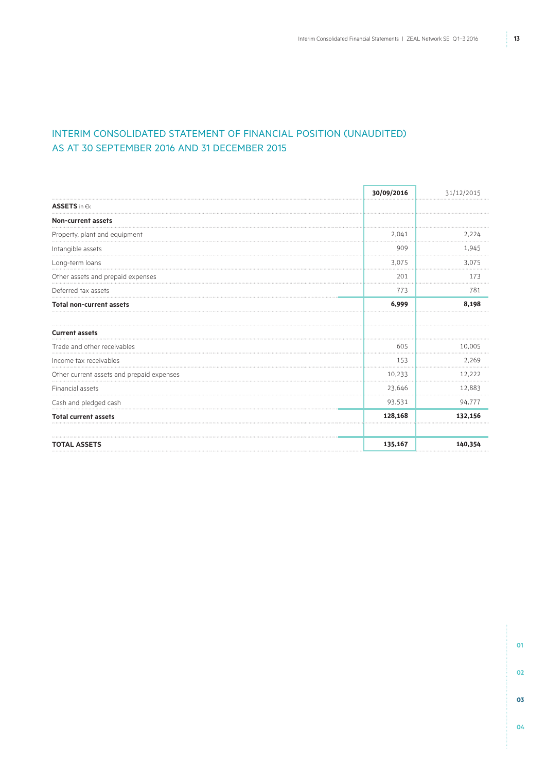# INTERIM CONSOLIDATED STATEMENT OF FINANCIAL POSITION (UNAUDITED) AS AT 30 SEPTEMBER 2016 AND 31 DECEMBER 2015

| | **30/09/2016** | 31/12/2015 |
|---|---|---|
| **ASSETS** in €k | | |
| **Non-current assets** | | |
| Property, plant and equipment | 2,041 | 2,224 |
| Intangible assets | 909 | 1,945 |
| Long-term loans | 3,075 | 3,075 |
| Other assets and prepaid expenses | 201 | 173 |
| Deferred tax assets | 773 | 781 |
| **Total non-current assets** | **6,999** | **8,198** |
| | | |
| **Current assets** | | |
| Trade and other receivables | 605 | 10,005 |
| Income tax receivables | 153 | 2,269 |
| Other current assets and prepaid expenses | 10,233 | 12,222 |
| Financial assets | 23,646 | 12,883 |
| Cash and pledged cash | 93,531 | 94,777 |
| **Total current assets** | **128,168** | **132,156** |
| | | |
| **TOTAL ASSETS** | **135,167** | **140,354** |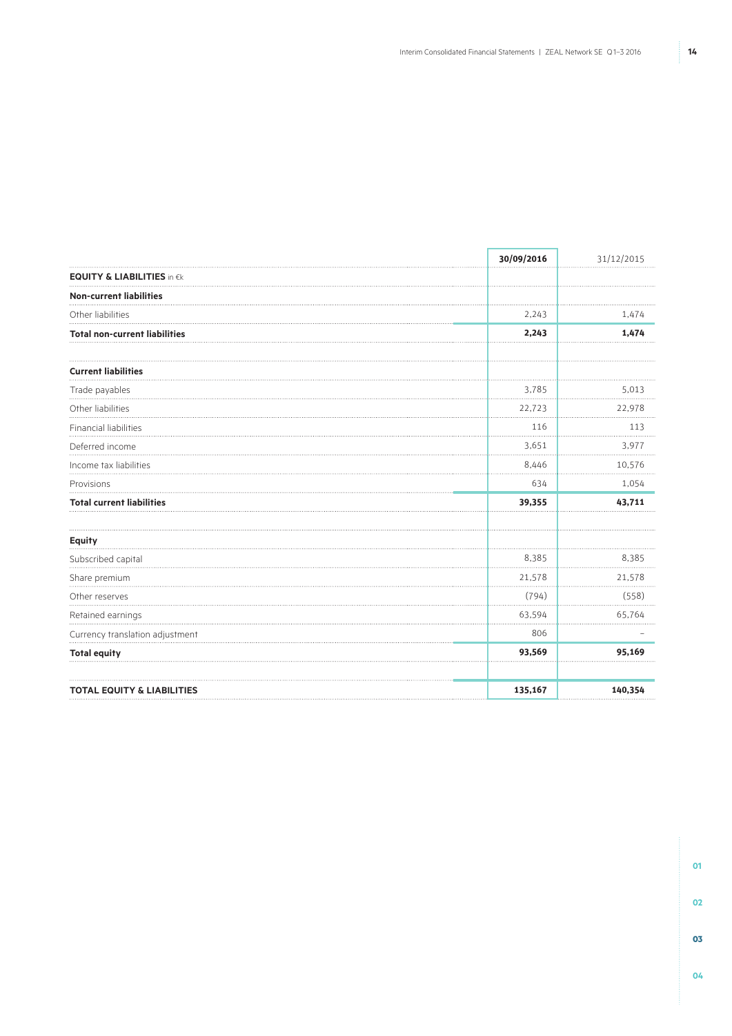| | 30/09/2016 | 31/12/2015 |
|---|---|---|
| **EQUITY & LIABILITIES** in €k | | |
| **Non-current liabilities** | | |
| Other liabilities | 2,243 | 1,474 |
| **Total non-current liabilities** | **2,243** | **1,474** |
| | | |
| **Current liabilities** | | |
| Trade payables | 3,785 | 5,013 |
| Other liabilities | 22,723 | 22,978 |
| Financial liabilities | 116 | 113 |
| Deferred income | 3,651 | 3,977 |
| Income tax liabilities | 8,446 | 10,576 |
| Provisions | 634 | 1,054 |
| **Total current liabilities** | **39,355** | **43,711** |
| | | |
| **Equity** | | |
| Subscribed capital | 8,385 | 8,385 |
| Share premium | 21,578 | 21,578 |
| Other reserves | (794) | (558) |
| Retained earnings | 63,594 | 65,764 |
| Currency translation adjustment | 806 | – |
| **Total equity** | **93,569** | **95,169** |
| | | |
| **TOTAL EQUITY & LIABILITIES** | **135,167** | **140,354** |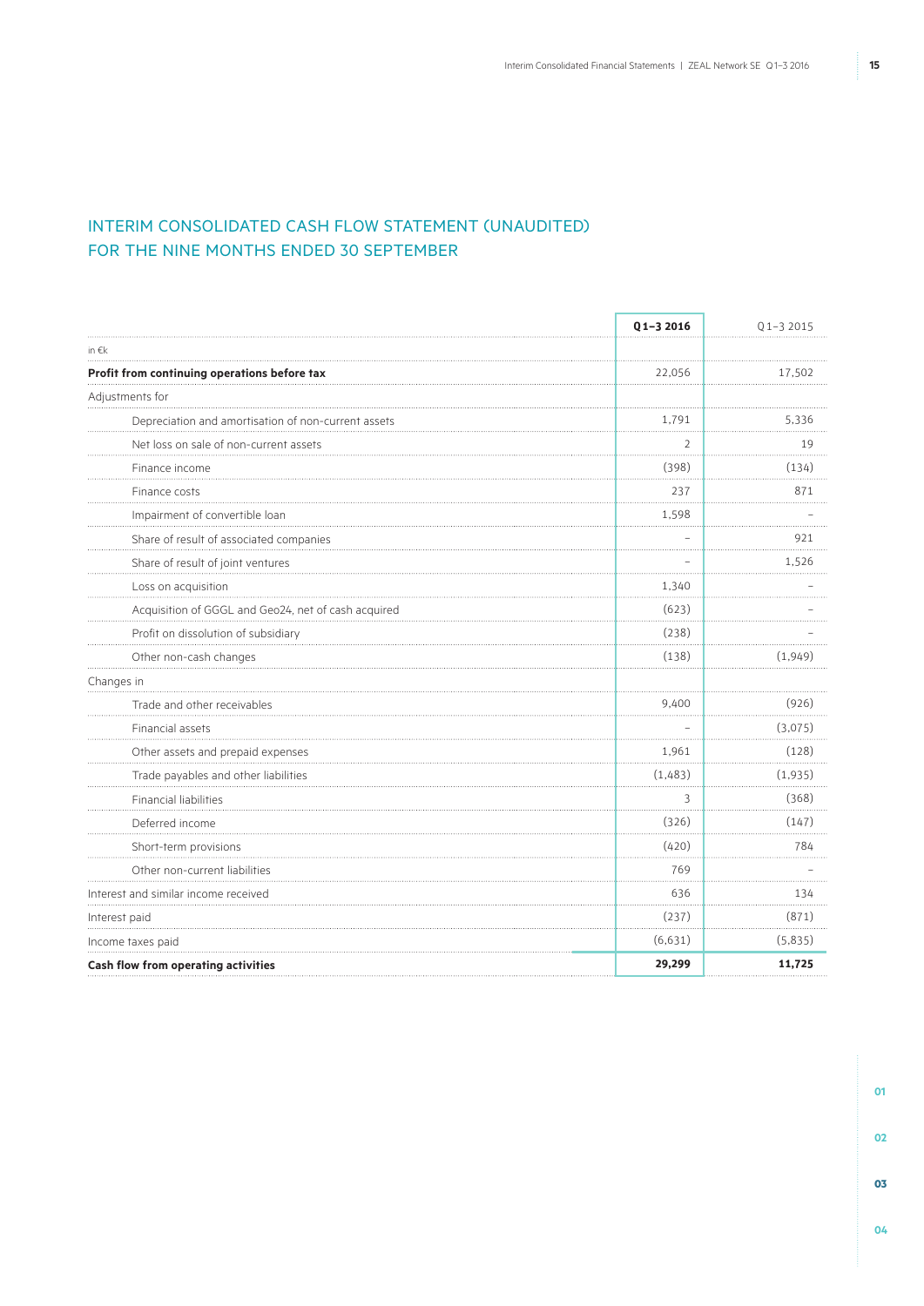# INTERIM CONSOLIDATED CASH FLOW STATEMENT (UNAUDITED) FOR THE NINE MONTHS ENDED 30 SEPTEMBER

| | **Q 1–3 2016** | Q 1–3 2015 |
|---|---|---|
| in €k | | |
| **Profit from continuing operations before tax** | 22,056 | 17,502 |
| Adjustments for | | |
| Depreciation and amortisation of non-current assets | 1,791 | 5,336 |
| Net loss on sale of non-current assets | 2 | 19 |
| Finance income | (398) | (134) |
| Finance costs | 237 | 871 |
| Impairment of convertible loan | 1,598 | – |
| Share of result of associated companies | – | 921 |
| Share of result of joint ventures | – | 1,526 |
| Loss on acquisition | 1,340 | – |
| Acquisition of GGGL and Geo24, net of cash acquired | (623) | – |
| Profit on dissolution of subsidiary | (238) | – |
| Other non-cash changes | (138) | (1,949) |
| Changes in | | |
| Trade and other receivables | 9,400 | (926) |
| Financial assets | – | (3,075) |
| Other assets and prepaid expenses | 1,961 | (128) |
| Trade payables and other liabilities | (1,483) | (1,935) |
| Financial liabilities | 3 | (368) |
| Deferred income | (326) | (147) |
| Short-term provisions | (420) | 784 |
| Other non-current liabilities | 769 | – |
| Interest and similar income received | 636 | 134 |
| Interest paid | (237) | (871) |
| Income taxes paid | (6,631) | (5,835) |
| **Cash flow from operating activities** | **29,299** | **11,725** |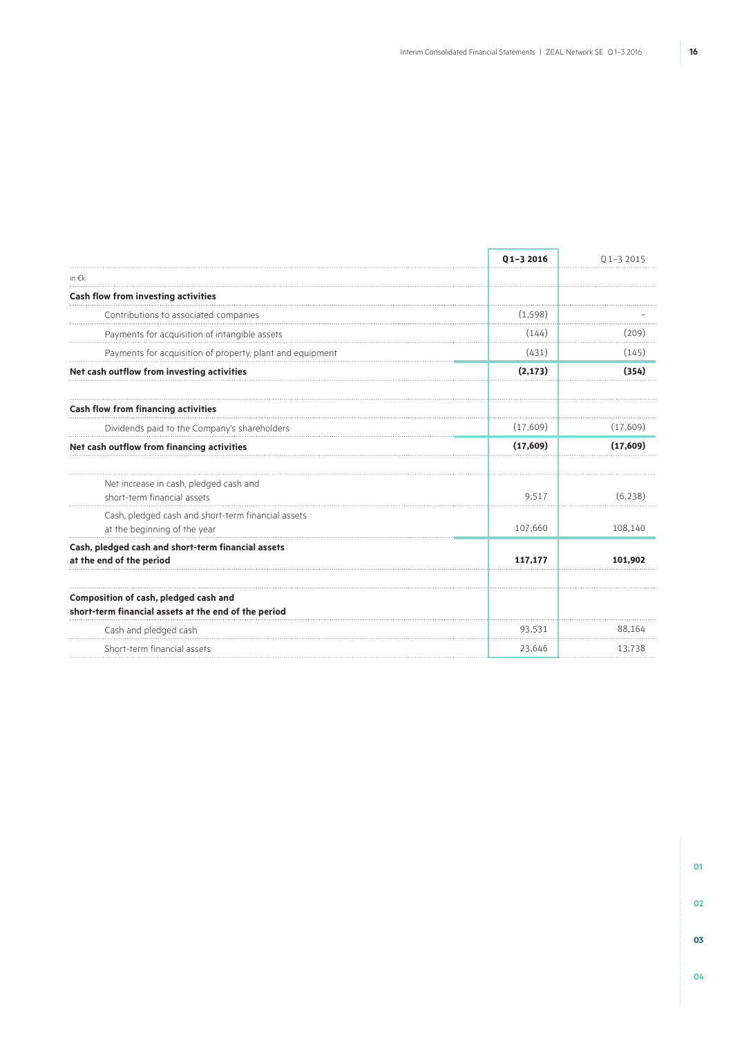| in €k | Q1–3 2016 | Q1–3 2015 |
|---|---|---|
| **Cash flow from investing activities** | | |
| Contributions to associated companies | (1,598) | – |
| Payments for acquisition of intangible assets | (144) | (209) |
| Payments for acquisition of property, plant and equipment | (431) | (145) |
| **Net cash outflow from investing activities** | **(2,173)** | **(354)** |
| | | |
| **Cash flow from financing activities** | | |
| Dividends paid to the Company's shareholders | (17,609) | (17,609) |
| **Net cash outflow from financing activities** | **(17,609)** | **(17,609)** |
| | | |
| Net increase in cash, pledged cash and short-term financial assets | 9,517 | (6,238) |
| Cash, pledged cash and short-term financial assets at the beginning of the year | 107,660 | 108,140 |
| **Cash, pledged cash and short-term financial assets at the end of the period** | **117,177** | **101,902** |
| | | |
| **Composition of cash, pledged cash and short-term financial assets at the end of the period** | | |
| Cash and pledged cash | 93,531 | 88,164 |
| Short-term financial assets | 23,646 | 13,738 |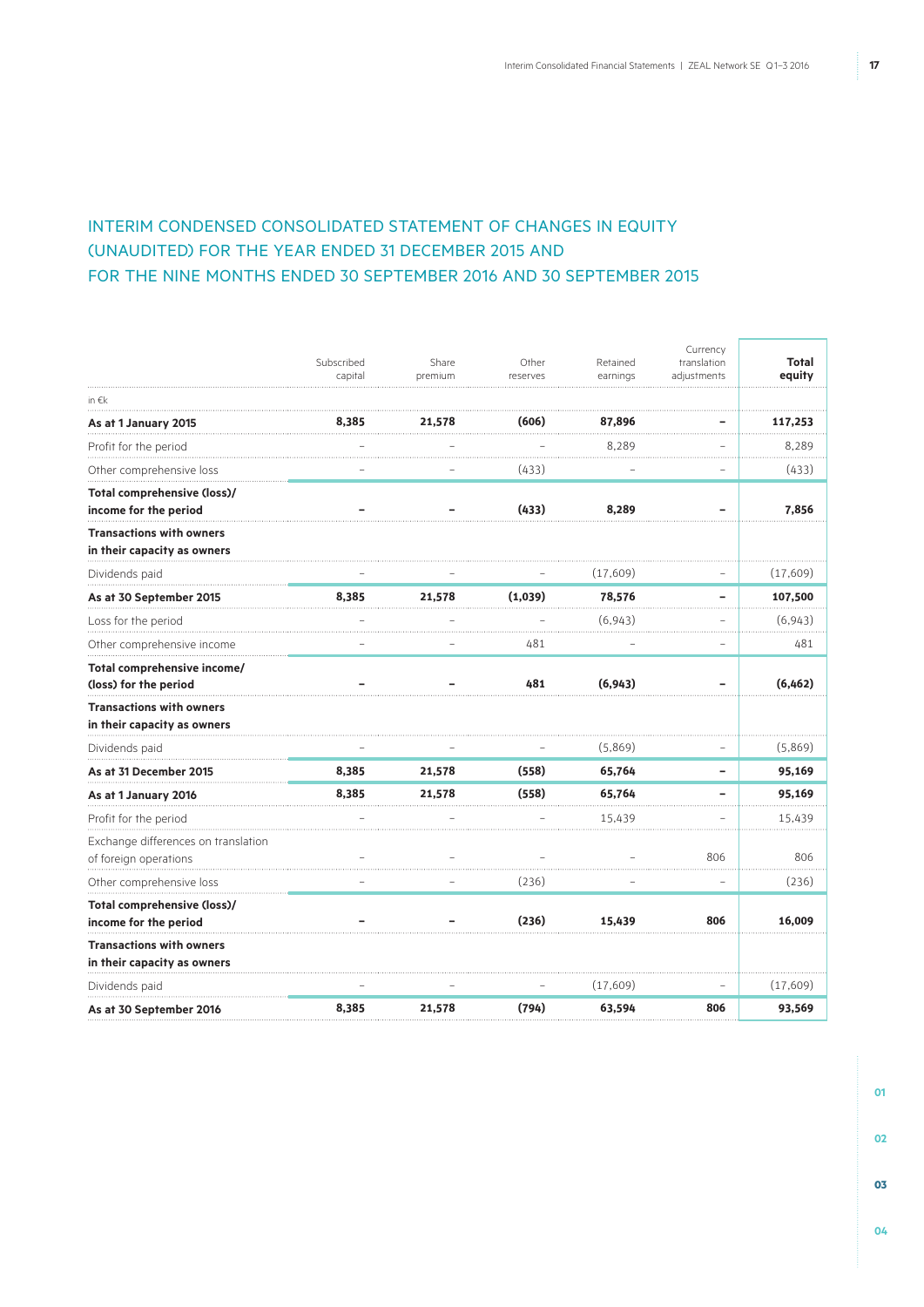# INTERIM CONDENSED CONSOLIDATED STATEMENT OF CHANGES IN EQUITY (UNAUDITED) FOR THE YEAR ENDED 31 DECEMBER 2015 AND FOR THE NINE MONTHS ENDED 30 SEPTEMBER 2016 AND 30 SEPTEMBER 2015

| in €k | Subscribed capital | Share premium | Other reserves | Retained earnings | Currency translation adjustments | **Total equity** |
|---|---|---|---|---|---|---|
| **As at 1 January 2015** | **8,385** | **21,578** | **(606)** | **87,896** | **–** | **117,253** |
| Profit for the period | – | – | – | 8,289 | – | 8,289 |
| Other comprehensive loss | – | – | (433) | – | – | (433) |
| **Total comprehensive (loss)/ income for the period** | **–** | **–** | **(433)** | **8,289** | **–** | **7,856** |
| **Transactions with owners in their capacity as owners** | | | | | | |
| Dividends paid | – | – | – | (17,609) | – | (17,609) |
| **As at 30 September 2015** | **8,385** | **21,578** | **(1,039)** | **78,576** | **–** | **107,500** |
| Loss for the period | – | – | – | (6,943) | – | (6,943) |
| Other comprehensive income | – | – | 481 | – | – | 481 |
| **Total comprehensive income/ (loss) for the period** | **–** | **–** | **481** | **(6,943)** | **–** | **(6,462)** |
| **Transactions with owners in their capacity as owners** | | | | | | |
| Dividends paid | – | – | – | (5,869) | – | (5,869) |
| **As at 31 December 2015** | **8,385** | **21,578** | **(558)** | **65,764** | **–** | **95,169** |
| **As at 1 January 2016** | **8,385** | **21,578** | **(558)** | **65,764** | **–** | **95,169** |
| Profit for the period | – | – | – | 15,439 | – | 15,439 |
| Exchange differences on translation of foreign operations | – | – | – | – | 806 | 806 |
| Other comprehensive loss | – | – | (236) | – | – | (236) |
| **Total comprehensive (loss)/ income for the period** | **–** | **–** | **(236)** | **15,439** | **806** | **16,009** |
| **Transactions with owners in their capacity as owners** | | | | | | |
| Dividends paid | – | – | – | (17,609) | – | (17,609) |
| **As at 30 September 2016** | **8,385** | **21,578** | **(794)** | **63,594** | **806** | **93,569** |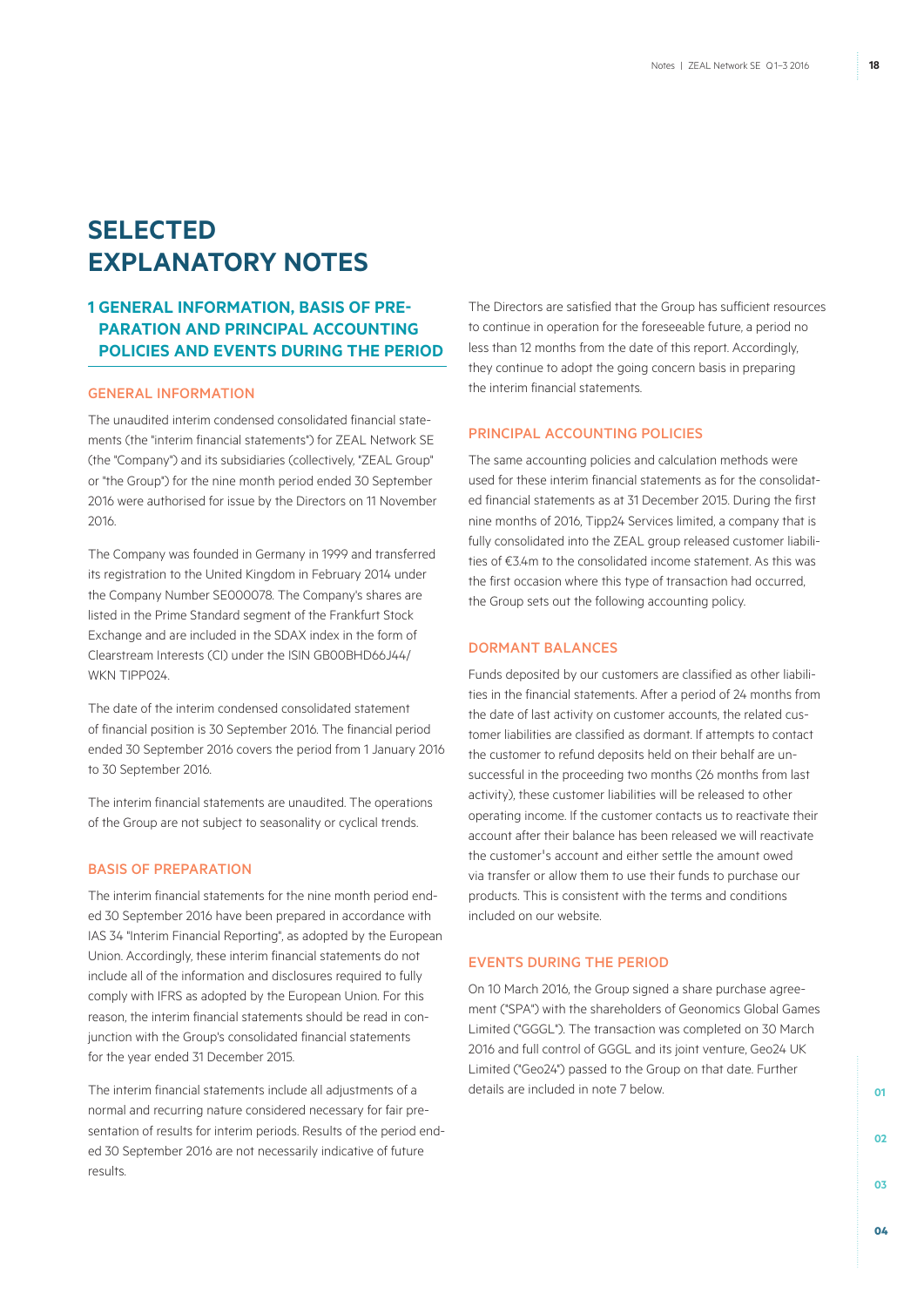# SELECTED EXPLANATORY NOTES

## 1 GENERAL INFORMATION, BASIS OF PREPARATION AND PRINCIPAL ACCOUNTING POLICIES AND EVENTS DURING THE PERIOD

### GENERAL INFORMATION

The unaudited interim condensed consolidated financial statements (the "interim financial statements") for ZEAL Network SE (the "Company") and its subsidiaries (collectively, "ZEAL Group" or "the Group") for the nine month period ended 30 September 2016 were authorised for issue by the Directors on 11 November 2016.

The Company was founded in Germany in 1999 and transferred its registration to the United Kingdom in February 2014 under the Company Number SE000078. The Company's shares are listed in the Prime Standard segment of the Frankfurt Stock Exchange and are included in the SDAX index in the form of Clearstream Interests (CI) under the ISIN GB00BHD66J44/ WKN TIPP024.

The date of the interim condensed consolidated statement of financial position is 30 September 2016. The financial period ended 30 September 2016 covers the period from 1 January 2016 to 30 September 2016.

The interim financial statements are unaudited. The operations of the Group are not subject to seasonality or cyclical trends.

### BASIS OF PREPARATION

The interim financial statements for the nine month period ended 30 September 2016 have been prepared in accordance with IAS 34 "Interim Financial Reporting", as adopted by the European Union. Accordingly, these interim financial statements do not include all of the information and disclosures required to fully comply with IFRS as adopted by the European Union. For this reason, the interim financial statements should be read in conjunction with the Group's consolidated financial statements for the year ended 31 December 2015.

The interim financial statements include all adjustments of a normal and recurring nature considered necessary for fair presentation of results for interim periods. Results of the period ended 30 September 2016 are not necessarily indicative of future results.

The Directors are satisfied that the Group has sufficient resources to continue in operation for the foreseeable future, a period no less than 12 months from the date of this report. Accordingly, they continue to adopt the going concern basis in preparing the interim financial statements.

### PRINCIPAL ACCOUNTING POLICIES

The same accounting policies and calculation methods were used for these interim financial statements as for the consolidated financial statements as at 31 December 2015. During the first nine months of 2016, Tipp24 Services limited, a company that is fully consolidated into the ZEAL group released customer liabilities of €3.4m to the consolidated income statement. As this was the first occasion where this type of transaction had occurred, the Group sets out the following accounting policy.

### DORMANT BALANCES

Funds deposited by our customers are classified as other liabilities in the financial statements. After a period of 24 months from the date of last activity on customer accounts, the related customer liabilities are classified as dormant. If attempts to contact the customer to refund deposits held on their behalf are unsuccessful in the proceeding two months (26 months from last activity), these customer liabilities will be released to other operating income. If the customer contacts us to reactivate their account after their balance has been released we will reactivate the customer's account and either settle the amount owed via transfer or allow them to use their funds to purchase our products. This is consistent with the terms and conditions included on our website.

### EVENTS DURING THE PERIOD

On 10 March 2016, the Group signed a share purchase agreement ("SPA") with the shareholders of Geonomics Global Games Limited ("GGGL"). The transaction was completed on 30 March 2016 and full control of GGGL and its joint venture, Geo24 UK Limited ("Geo24") passed to the Group on that date. Further details are included in note 7 below.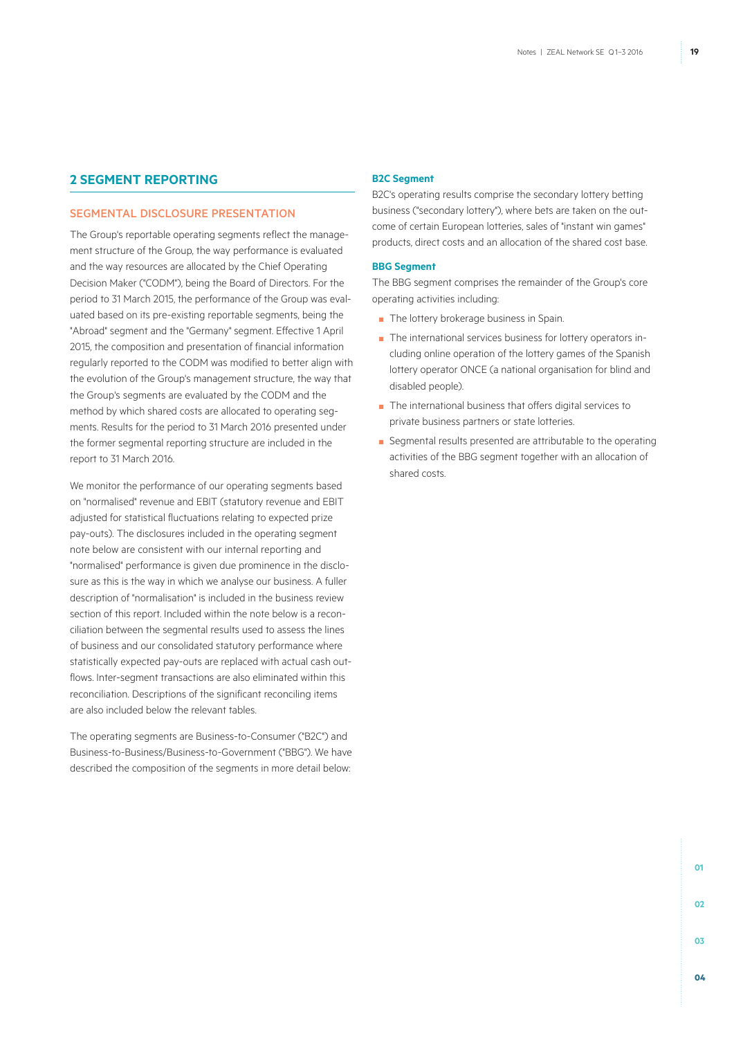## 2 SEGMENT REPORTING

### SEGMENTAL DISCLOSURE PRESENTATION

The Group's reportable operating segments reflect the management structure of the Group, the way performance is evaluated and the way resources are allocated by the Chief Operating Decision Maker ("CODM"), being the Board of Directors. For the period to 31 March 2015, the performance of the Group was evaluated based on its pre-existing reportable segments, being the "Abroad" segment and the "Germany" segment. Effective 1 April 2015, the composition and presentation of financial information regularly reported to the CODM was modified to better align with the evolution of the Group's management structure, the way that the Group's segments are evaluated by the CODM and the method by which shared costs are allocated to operating segments. Results for the period to 31 March 2016 presented under the former segmental reporting structure are included in the report to 31 March 2016.

We monitor the performance of our operating segments based on "normalised" revenue and EBIT (statutory revenue and EBIT adjusted for statistical fluctuations relating to expected prize pay-outs). The disclosures included in the operating segment note below are consistent with our internal reporting and "normalised" performance is given due prominence in the disclosure as this is the way in which we analyse our business. A fuller description of "normalisation" is included in the business review section of this report. Included within the note below is a reconciliation between the segmental results used to assess the lines of business and our consolidated statutory performance where statistically expected pay-outs are replaced with actual cash outflows. Inter-segment transactions are also eliminated within this reconciliation. Descriptions of the significant reconciling items are also included below the relevant tables.

The operating segments are Business-to-Consumer ("B2C") and Business-to-Business/Business-to-Government ("BBG"). We have described the composition of the segments in more detail below:

#### B2C Segment

B2C's operating results comprise the secondary lottery betting business ("secondary lottery"), where bets are taken on the outcome of certain European lotteries, sales of "instant win games" products, direct costs and an allocation of the shared cost base.

#### BBG Segment

The BBG segment comprises the remainder of the Group's core operating activities including:

- The lottery brokerage business in Spain.
- The international services business for lottery operators including online operation of the lottery games of the Spanish lottery operator ONCE (a national organisation for blind and disabled people).
- The international business that offers digital services to private business partners or state lotteries.
- Segmental results presented are attributable to the operating activities of the BBG segment together with an allocation of shared costs.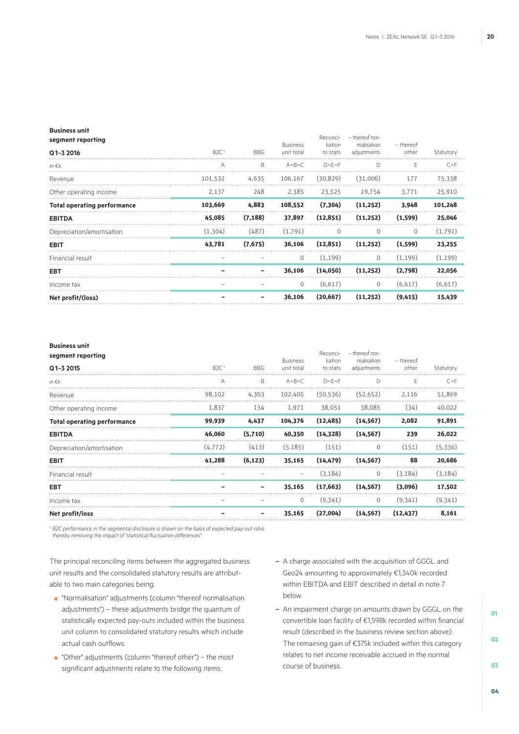| Business unit segment reporting Q1–3 2016 | B2C[1] | BBG | Business unit total | Reconciliation to stats | – thereof normalisation adjustments | – thereof other | Statutory |
|---|---|---|---|---|---|---|---|
| in €k | A | B | A+B=C | D+E=F | D | E | C+F |
| Revenue | 101,532 | 4,635 | 106,167 | (30,829) | (31,006) | 177 | 75,338 |
| Other operating income | 2,137 | 248 | 2,385 | 23,525 | 19,754 | 3,771 | 25,910 |
| **Total operating performance** | **103,669** | **4,883** | **108,552** | **(7,304)** | **(11,252)** | **3,948** | **101,248** |
| **EBITDA** | **45,085** | **(7,188)** | **37,897** | **(12,851)** | **(11,252)** | **(1,599)** | **25,046** |
| Depreciation/amortisation | (1,304) | (487) | (1,791) | 0 | 0 | 0 | (1,791) |
| **EBIT** | **43,781** | **(7,675)** | **36,106** | **(12,851)** | **(11,252)** | **(1,599)** | **23,255** |
| Financial result | – | – | 0 | (1,199) | 0 | (1,199) | (1,199) |
| **EBT** | **–** | **–** | **36,106** | **(14,050)** | **(11,252)** | **(2,798)** | **22,056** |
| Income tax | – | – | 0 | (6,617) | 0 | (6,617) | (6,617) |
| **Net profit/(loss)** | **–** | **–** | **36,106** | **(20,667)** | **(11,252)** | **(9,415)** | **15,439** |

| Business unit segment reporting Q1–3 2015 | B2C[1] | BBG | Business unit total | Reconciliation to stats | – thereof normalisation adjustments | – thereof other | Statutory |
|---|---|---|---|---|---|---|---|
| in €k | A | B | A+B=C | D+E=F | D | E | C+F |
| Revenue | 98,102 | 4,303 | 102,405 | (50,536) | (52,652) | 2,116 | 51,869 |
| Other operating income | 1,837 | 134 | 1,971 | 38,051 | 38,085 | (34) | 40,022 |
| **Total operating performance** | **99,939** | **4,437** | **104,376** | **(12,485)** | **(14,567)** | **2,082** | **91,891** |
| **EBITDA** | **46,060** | **(5,710)** | **40,350** | **(14,328)** | **(14,567)** | **239** | **26,022** |
| Depreciation/amortisation | (4,772) | (413) | (5,185) | (151) | 0 | (151) | (5,336) |
| **EBIT** | **41,288** | **(6,123)** | **35,165** | **(14,479)** | **(14,567)** | **88** | **20,686** |
| Financial result | – | – | – | (3,184) | 0 | (3,184) | (3,184) |
| **EBT** | **–** | **–** | **35,165** | **(17,663)** | **(14,567)** | **(3,096)** | **17,502** |
| Income tax | – | – | 0 | (9,341) | 0 | (9,341) | (9,341) |
| **Net profit/loss** | **–** | **–** | **35,165** | **(27,004)** | **(14,567)** | **(12,437)** | **8,161** |

[1] *B2C performance in the segmental disclosure is shown on the basis of expected pay-out ratio, thereby removing the impact of "statistical fluctuation differences".*

The principal reconciling items between the aggregated business unit results and the consolidated statutory results are attributable to two main categories being:

- "Normalisation" adjustments (column "thereof normalisation adjustments") – these adjustments bridge the quantum of statistically expected pay-outs included within the business unit column to consolidated statutory results which include actual cash outflows.
- "Other" adjustments (column "thereof other") – the most significant adjustments relate to the following items:
  - A charge associated with the acquisition of GGGL and Geo24 amounting to approximately €1,340k recorded within EBITDA and EBIT described in detail in note 7 below.
  - An impairment charge on amounts drawn by GGGL on the convertible loan facility of €1,598k recorded within financial result (described in the business review section above). The remaining gain of €375k included within this category relates to net income receivable accrued in the normal course of business.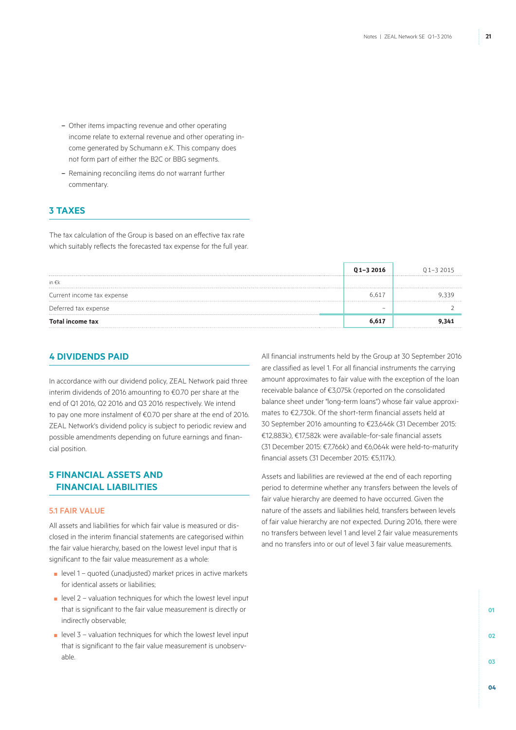- Other items impacting revenue and other operating income relate to external revenue and other operating income generated by Schumann e.K. This company does not form part of either the B2C or BBG segments.
- Remaining reconciling items do not warrant further commentary.

## 3 TAXES

The tax calculation of the Group is based on an effective tax rate which suitably reflects the forecasted tax expense for the full year.

| | **Q1–3 2016** | Q1–3 2015 |
|---|---|---|
| in €k | | |
| Current income tax expense | 6,617 | 9,339 |
| Deferred tax expense | – | 2 |
| **Total income tax** | **6,617** | **9,341** |

## 4 DIVIDENDS PAID

In accordance with our dividend policy, ZEAL Network paid three interim dividends of 2016 amounting to €0.70 per share at the end of Q1 2016, Q2 2016 and Q3 2016 respectively. We intend to pay one more instalment of €0.70 per share at the end of 2016. ZEAL Network's dividend policy is subject to periodic review and possible amendments depending on future earnings and financial position.

## 5 FINANCIAL ASSETS AND FINANCIAL LIABILITIES

### 5.1 FAIR VALUE

All assets and liabilities for which fair value is measured or disclosed in the interim financial statements are categorised within the fair value hierarchy, based on the lowest level input that is significant to the fair value measurement as a whole:

- level 1 – quoted (unadjusted) market prices in active markets for identical assets or liabilities;
- level 2 – valuation techniques for which the lowest level input that is significant to the fair value measurement is directly or indirectly observable;
- level 3 – valuation techniques for which the lowest level input that is significant to the fair value measurement is unobservable.

All financial instruments held by the Group at 30 September 2016 are classified as level 1. For all financial instruments the carrying amount approximates to fair value with the exception of the loan receivable balance of €3,075k (reported on the consolidated balance sheet under "long-term loans") whose fair value approximates to €2,730k. Of the short-term financial assets held at 30 September 2016 amounting to €23,646k (31 December 2015: €12,883k), €17,582k were available-for-sale financial assets (31 December 2015: €7,766k) and €6,064k were held-to-maturity financial assets (31 December 2015: €5,117k).

Assets and liabilities are reviewed at the end of each reporting period to determine whether any transfers between the levels of fair value hierarchy are deemed to have occurred. Given the nature of the assets and liabilities held, transfers between levels of fair value hierarchy are not expected. During 2016, there were no transfers between level 1 and level 2 fair value measurements and no transfers into or out of level 3 fair value measurements.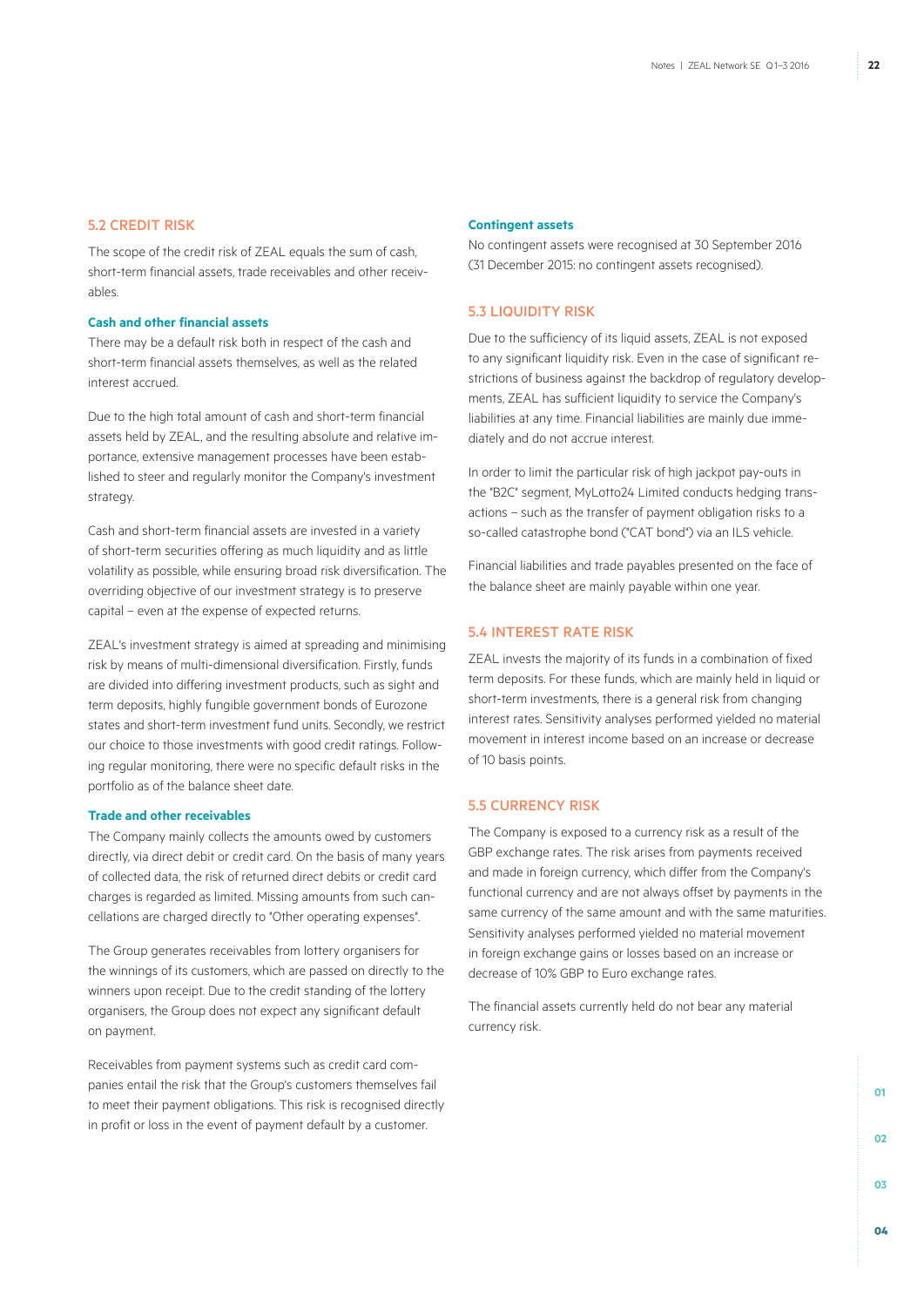## 5.2 CREDIT RISK

The scope of the credit risk of ZEAL equals the sum of cash, short-term financial assets, trade receivables and other receivables.

### Cash and other financial assets

There may be a default risk both in respect of the cash and short-term financial assets themselves, as well as the related interest accrued.

Due to the high total amount of cash and short-term financial assets held by ZEAL, and the resulting absolute and relative importance, extensive management processes have been established to steer and regularly monitor the Company's investment strategy.

Cash and short-term financial assets are invested in a variety of short-term securities offering as much liquidity and as little volatility as possible, while ensuring broad risk diversification. The overriding objective of our investment strategy is to preserve capital – even at the expense of expected returns.

ZEAL's investment strategy is aimed at spreading and minimising risk by means of multi-dimensional diversification. Firstly, funds are divided into differing investment products, such as sight and term deposits, highly fungible government bonds of Eurozone states and short-term investment fund units. Secondly, we restrict our choice to those investments with good credit ratings. Following regular monitoring, there were no specific default risks in the portfolio as of the balance sheet date.

### Trade and other receivables

The Company mainly collects the amounts owed by customers directly, via direct debit or credit card. On the basis of many years of collected data, the risk of returned direct debits or credit card charges is regarded as limited. Missing amounts from such cancellations are charged directly to "Other operating expenses".

The Group generates receivables from lottery organisers for the winnings of its customers, which are passed on directly to the winners upon receipt. Due to the credit standing of the lottery organisers, the Group does not expect any significant default on payment.

Receivables from payment systems such as credit card companies entail the risk that the Group's customers themselves fail to meet their payment obligations. This risk is recognised directly in profit or loss in the event of payment default by a customer.

### Contingent assets

No contingent assets were recognised at 30 September 2016 (31 December 2015: no contingent assets recognised).

## 5.3 LIQUIDITY RISK

Due to the sufficiency of its liquid assets, ZEAL is not exposed to any significant liquidity risk. Even in the case of significant restrictions of business against the backdrop of regulatory developments, ZEAL has sufficient liquidity to service the Company's liabilities at any time. Financial liabilities are mainly due immediately and do not accrue interest.

In order to limit the particular risk of high jackpot pay-outs in the "B2C" segment, MyLotto24 Limited conducts hedging transactions – such as the transfer of payment obligation risks to a so-called catastrophe bond ("CAT bond") via an ILS vehicle.

Financial liabilities and trade payables presented on the face of the balance sheet are mainly payable within one year.

## 5.4 INTEREST RATE RISK

ZEAL invests the majority of its funds in a combination of fixed term deposits. For these funds, which are mainly held in liquid or short-term investments, there is a general risk from changing interest rates. Sensitivity analyses performed yielded no material movement in interest income based on an increase or decrease of 10 basis points.

## 5.5 CURRENCY RISK

The Company is exposed to a currency risk as a result of the GBP exchange rates. The risk arises from payments received and made in foreign currency, which differ from the Company's functional currency and are not always offset by payments in the same currency of the same amount and with the same maturities. Sensitivity analyses performed yielded no material movement in foreign exchange gains or losses based on an increase or decrease of 10% GBP to Euro exchange rates.

The financial assets currently held do not bear any material currency risk.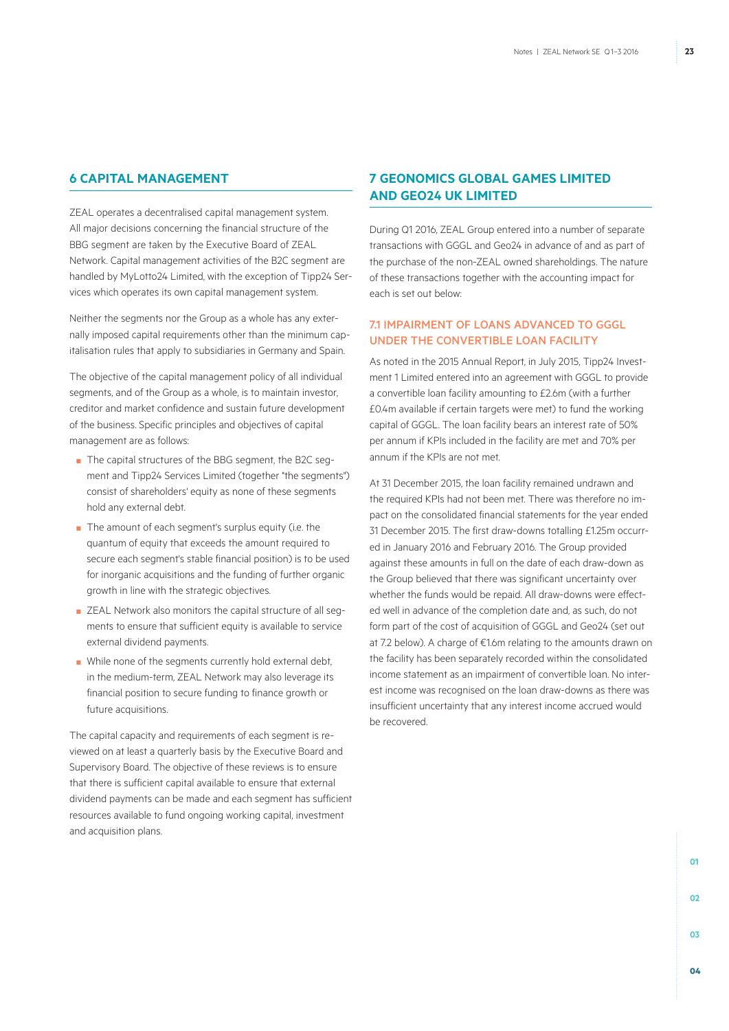## 6 CAPITAL MANAGEMENT

ZEAL operates a decentralised capital management system. All major decisions concerning the financial structure of the BBG segment are taken by the Executive Board of ZEAL Network. Capital management activities of the B2C segment are handled by MyLotto24 Limited, with the exception of Tipp24 Services which operates its own capital management system.

Neither the segments nor the Group as a whole has any externally imposed capital requirements other than the minimum capitalisation rules that apply to subsidiaries in Germany and Spain.

The objective of the capital management policy of all individual segments, and of the Group as a whole, is to maintain investor, creditor and market confidence and sustain future development of the business. Specific principles and objectives of capital management are as follows:

- The capital structures of the BBG segment, the B2C segment and Tipp24 Services Limited (together "the segments") consist of shareholders' equity as none of these segments hold any external debt.
- The amount of each segment's surplus equity (i.e. the quantum of equity that exceeds the amount required to secure each segment's stable financial position) is to be used for inorganic acquisitions and the funding of further organic growth in line with the strategic objectives.
- ZEAL Network also monitors the capital structure of all segments to ensure that sufficient equity is available to service external dividend payments.
- While none of the segments currently hold external debt, in the medium-term, ZEAL Network may also leverage its financial position to secure funding to finance growth or future acquisitions.

The capital capacity and requirements of each segment is reviewed on at least a quarterly basis by the Executive Board and Supervisory Board. The objective of these reviews is to ensure that there is sufficient capital available to ensure that external dividend payments can be made and each segment has sufficient resources available to fund ongoing working capital, investment and acquisition plans.

## 7 GEONOMICS GLOBAL GAMES LIMITED AND GEO24 UK LIMITED

During Q1 2016, ZEAL Group entered into a number of separate transactions with GGGL and Geo24 in advance of and as part of the purchase of the non-ZEAL owned shareholdings. The nature of these transactions together with the accounting impact for each is set out below:

### 7.1 IMPAIRMENT OF LOANS ADVANCED TO GGGL UNDER THE CONVERTIBLE LOAN FACILITY

As noted in the 2015 Annual Report, in July 2015, Tipp24 Investment 1 Limited entered into an agreement with GGGL to provide a convertible loan facility amounting to £2.6m (with a further £0.4m available if certain targets were met) to fund the working capital of GGGL. The loan facility bears an interest rate of 50% per annum if KPIs included in the facility are met and 70% per annum if the KPIs are not met.

At 31 December 2015, the loan facility remained undrawn and the required KPIs had not been met. There was therefore no impact on the consolidated financial statements for the year ended 31 December 2015. The first draw-downs totalling £1.25m occurred in January 2016 and February 2016. The Group provided against these amounts in full on the date of each draw-down as the Group believed that there was significant uncertainty over whether the funds would be repaid. All draw-downs were effected well in advance of the completion date and, as such, do not form part of the cost of acquisition of GGGL and Geo24 (set out at 7.2 below). A charge of €1.6m relating to the amounts drawn on the facility has been separately recorded within the consolidated income statement as an impairment of convertible loan. No interest income was recognised on the loan draw-downs as there was insufficient uncertainty that any interest income accrued would be recovered.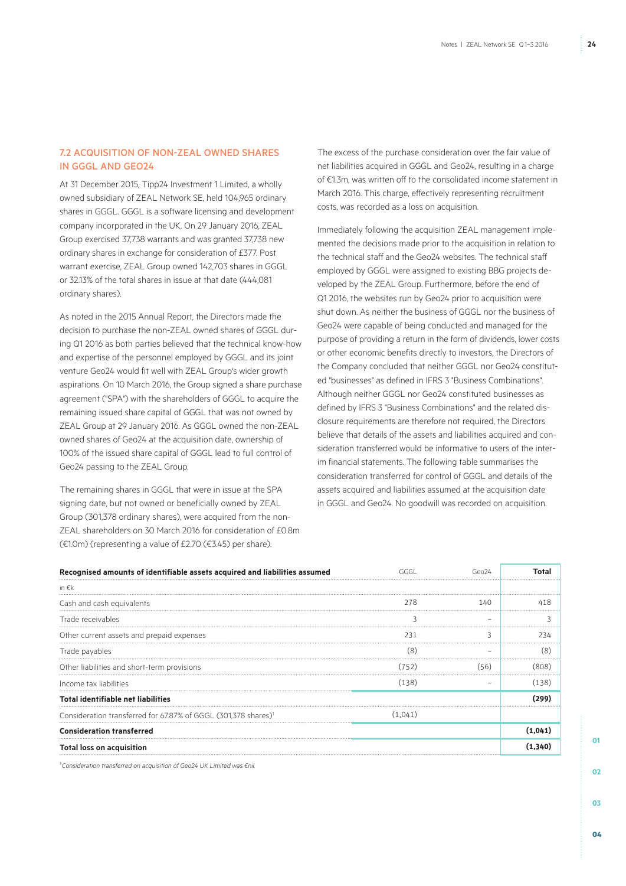### 7.2 ACQUISITION OF NON-ZEAL OWNED SHARES IN GGGL AND GEO24

At 31 December 2015, Tipp24 Investment 1 Limited, a wholly owned subsidiary of ZEAL Network SE, held 104,965 ordinary shares in GGGL. GGGL is a software licensing and development company incorporated in the UK. On 29 January 2016, ZEAL Group exercised 37,738 warrants and was granted 37,738 new ordinary shares in exchange for consideration of £377. Post warrant exercise, ZEAL Group owned 142,703 shares in GGGL or 32.13% of the total shares in issue at that date (444,081 ordinary shares).

As noted in the 2015 Annual Report, the Directors made the decision to purchase the non-ZEAL owned shares of GGGL during Q1 2016 as both parties believed that the technical know-how and expertise of the personnel employed by GGGL and its joint venture Geo24 would fit well with ZEAL Group's wider growth aspirations. On 10 March 2016, the Group signed a share purchase agreement ("SPA") with the shareholders of GGGL to acquire the remaining issued share capital of GGGL that was not owned by ZEAL Group at 29 January 2016. As GGGL owned the non-ZEAL owned shares of Geo24 at the acquisition date, ownership of 100% of the issued share capital of GGGL lead to full control of Geo24 passing to the ZEAL Group.

The remaining shares in GGGL that were in issue at the SPA signing date, but not owned or beneficially owned by ZEAL Group (301,378 ordinary shares), were acquired from the non-ZEAL shareholders on 30 March 2016 for consideration of £0.8m (€1.0m) (representing a value of £2.70 (€3.45) per share).

The excess of the purchase consideration over the fair value of net liabilities acquired in GGGL and Geo24, resulting in a charge of €1.3m, was written off to the consolidated income statement in March 2016. This charge, effectively representing recruitment costs, was recorded as a loss on acquisition.

Immediately following the acquisition ZEAL management implemented the decisions made prior to the acquisition in relation to the technical staff and the Geo24 websites. The technical staff employed by GGGL were assigned to existing BBG projects developed by the ZEAL Group. Furthermore, before the end of Q1 2016, the websites run by Geo24 prior to acquisition were shut down. As neither the business of GGGL nor the business of Geo24 were capable of being conducted and managed for the purpose of providing a return in the form of dividends, lower costs or other economic benefits directly to investors, the Directors of the Company concluded that neither GGGL nor Geo24 constituted "businesses" as defined in IFRS 3 "Business Combinations". Although neither GGGL nor Geo24 constituted businesses as defined by IFRS 3 "Business Combinations" and the related disclosure requirements are therefore not required, the Directors believe that details of the assets and liabilities acquired and consideration transferred would be informative to users of the interim financial statements. The following table summarises the consideration transferred for control of GGGL and details of the assets acquired and liabilities assumed at the acquisition date in GGGL and Geo24. No goodwill was recorded on acquisition.

| **Recognised amounts of identifiable assets acquired and liabilities assumed** | GGGL | Geo24 | **Total** |
|---|---|---|---|
| in €k | | | |
| Cash and cash equivalents | 278 | 140 | 418 |
| Trade receivables | 3 | – | 3 |
| Other current assets and prepaid expenses | 231 | 3 | 234 |
| Trade payables | (8) | – | (8) |
| Other liabilities and short-term provisions | (752) | (56) | (808) |
| Income tax liabilities | (138) | – | (138) |
| **Total identifiable net liabilities** | | | **(299)** |
| Consideration transferred for 67.87% of GGGL (301,378 shares)[1] | (1,041) | | |
| **Consideration transferred** | | | **(1,041)** |
| **Total loss on acquisition** | | | **(1,340)** |

[1] *Consideration transferred on acquisition of Geo24 UK Limited was €nil.*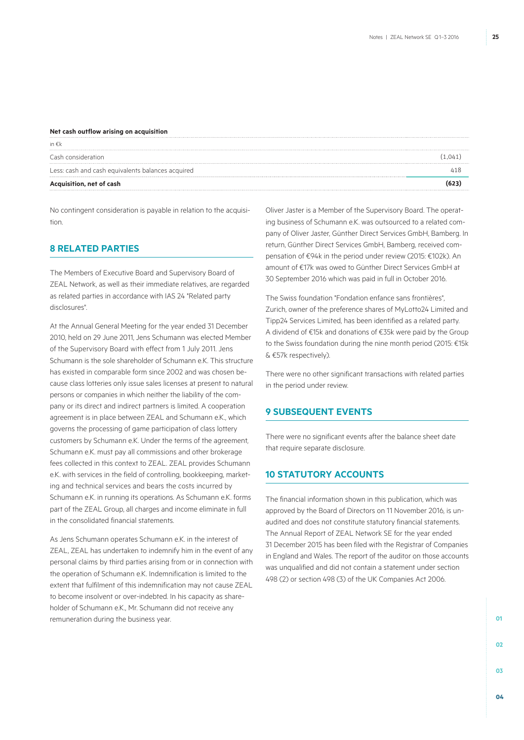**Net cash outflow arising on acquisition**

| in €k | |
|---|---|
| Cash consideration | (1,041) |
| Less: cash and cash equivalents balances acquired | 418 |
| **Acquisition, net of cash** | **(623)** |

No contingent consideration is payable in relation to the acquisition.

## 8 RELATED PARTIES

The Members of Executive Board and Supervisory Board of ZEAL Network, as well as their immediate relatives, are regarded as related parties in accordance with IAS 24 "Related party disclosures".

At the Annual General Meeting for the year ended 31 December 2010, held on 29 June 2011, Jens Schumann was elected Member of the Supervisory Board with effect from 1 July 2011. Jens Schumann is the sole shareholder of Schumann e.K. This structure has existed in comparable form since 2002 and was chosen because class lotteries only issue sales licenses at present to natural persons or companies in which neither the liability of the company or its direct and indirect partners is limited. A cooperation agreement is in place between ZEAL and Schumann e.K., which governs the processing of game participation of class lottery customers by Schumann e.K. Under the terms of the agreement, Schumann e.K. must pay all commissions and other brokerage fees collected in this context to ZEAL. ZEAL provides Schumann e.K. with services in the field of controlling, bookkeeping, marketing and technical services and bears the costs incurred by Schumann e.K. in running its operations. As Schumann e.K. forms part of the ZEAL Group, all charges and income eliminate in full in the consolidated financial statements.

As Jens Schumann operates Schumann e.K. in the interest of ZEAL, ZEAL has undertaken to indemnify him in the event of any personal claims by third parties arising from or in connection with the operation of Schumann e.K. Indemnification is limited to the extent that fulfilment of this indemnification may not cause ZEAL to become insolvent or over-indebted. In his capacity as shareholder of Schumann e.K., Mr. Schumann did not receive any remuneration during the business year.

Oliver Jaster is a Member of the Supervisory Board. The operating business of Schumann e.K. was outsourced to a related company of Oliver Jaster, Günther Direct Services GmbH, Bamberg. In return, Günther Direct Services GmbH, Bamberg, received compensation of €94k in the period under review (2015: €102k). An amount of €17k was owed to Günther Direct Services GmbH at 30 September 2016 which was paid in full in October 2016.

The Swiss foundation "Fondation enfance sans frontières", Zurich, owner of the preference shares of MyLotto24 Limited and Tipp24 Services Limited, has been identified as a related party. A dividend of €15k and donations of €35k were paid by the Group to the Swiss foundation during the nine month period (2015: €15k & €57k respectively).

There were no other significant transactions with related parties in the period under review.

## 9 SUBSEQUENT EVENTS

There were no significant events after the balance sheet date that require separate disclosure.

## 10 STATUTORY ACCOUNTS

The financial information shown in this publication, which was approved by the Board of Directors on 11 November 2016, is unaudited and does not constitute statutory financial statements. The Annual Report of ZEAL Network SE for the year ended 31 December 2015 has been filed with the Registrar of Companies in England and Wales. The report of the auditor on those accounts was unqualified and did not contain a statement under section 498 (2) or section 498 (3) of the UK Companies Act 2006.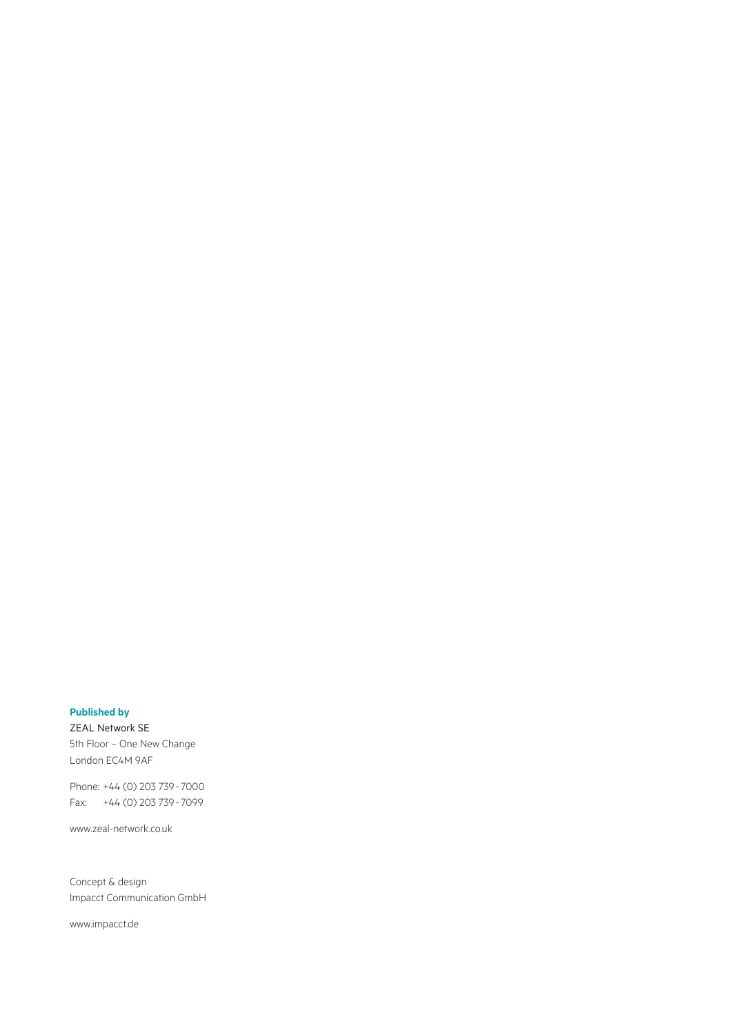**Published by**

ZEAL Network SE
5th Floor – One New Change
London EC4M 9AF

Phone: +44 (0) 203 739 - 7000
Fax: +44 (0) 203 739 - 7099

www.zeal-network.co.uk

Concept & design
Impacct Communication GmbH

www.impacct.de